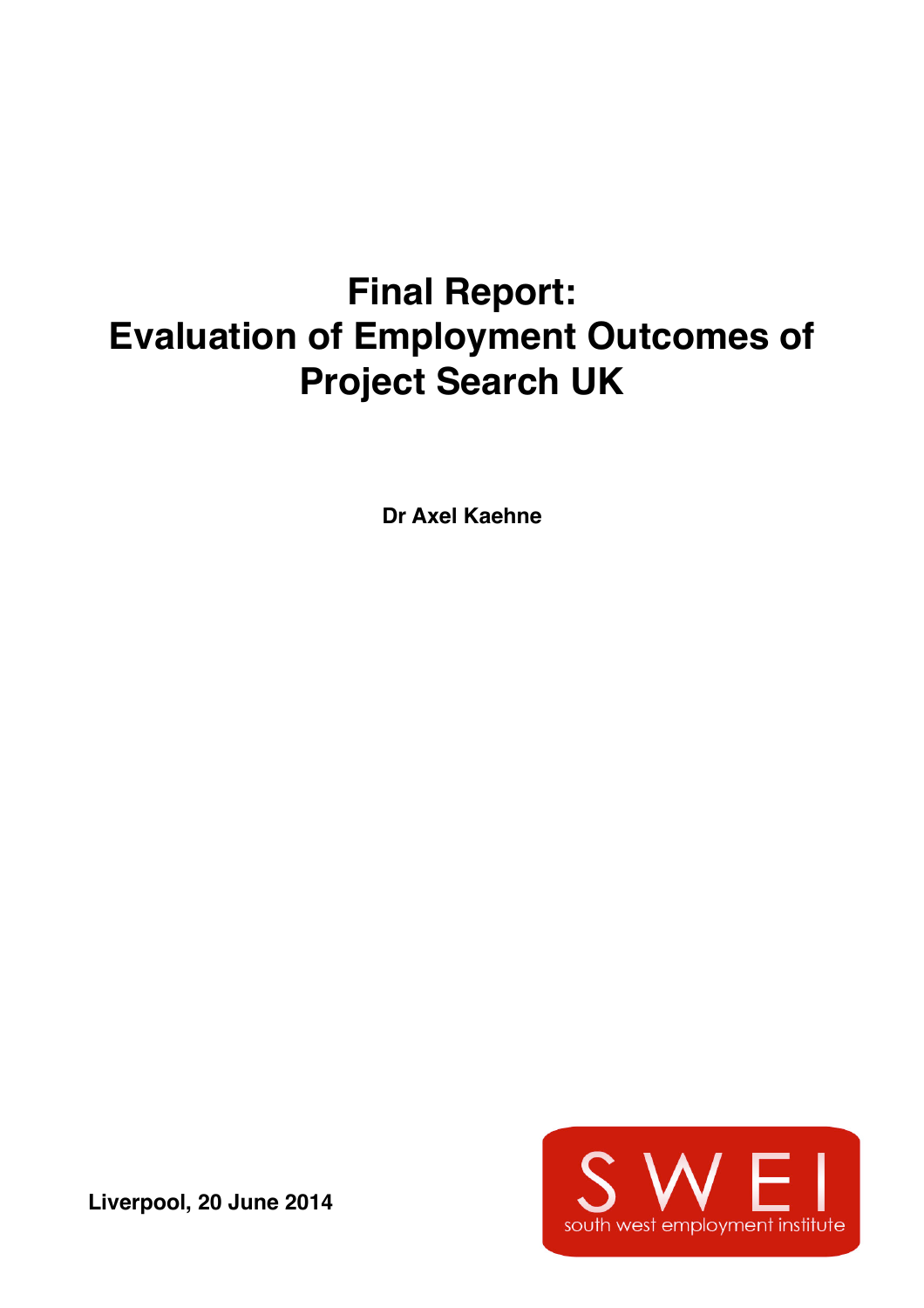# Final Report:
# Evaluation of Employment Outcomes of Project Search UK

**Dr Axel Kaehne**

**Liverpool, 20 June 2014**

SWEI
south west employment institute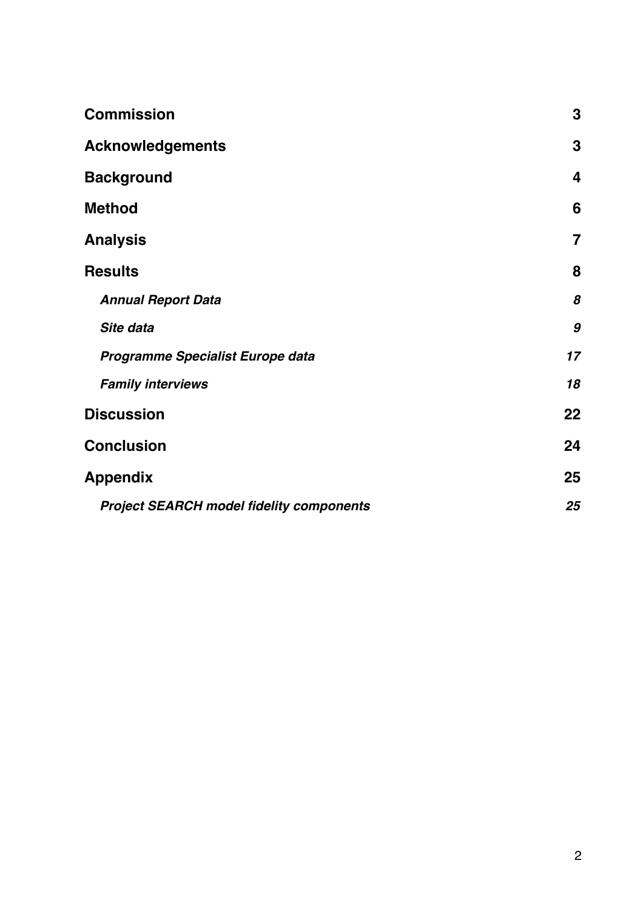| | |
|---|---|
| **Commission** | **3** |
| **Acknowledgements** | **3** |
| **Background** | **4** |
| **Method** | **6** |
| **Analysis** | **7** |
| **Results** | **8** |
| ***Annual Report Data*** | ***8*** |
| ***Site data*** | ***9*** |
| ***Programme Specialist Europe data*** | ***17*** |
| ***Family interviews*** | ***18*** |
| **Discussion** | **22** |
| **Conclusion** | **24** |
| **Appendix** | **25** |
| ***Project SEARCH model fidelity components*** | ***25*** |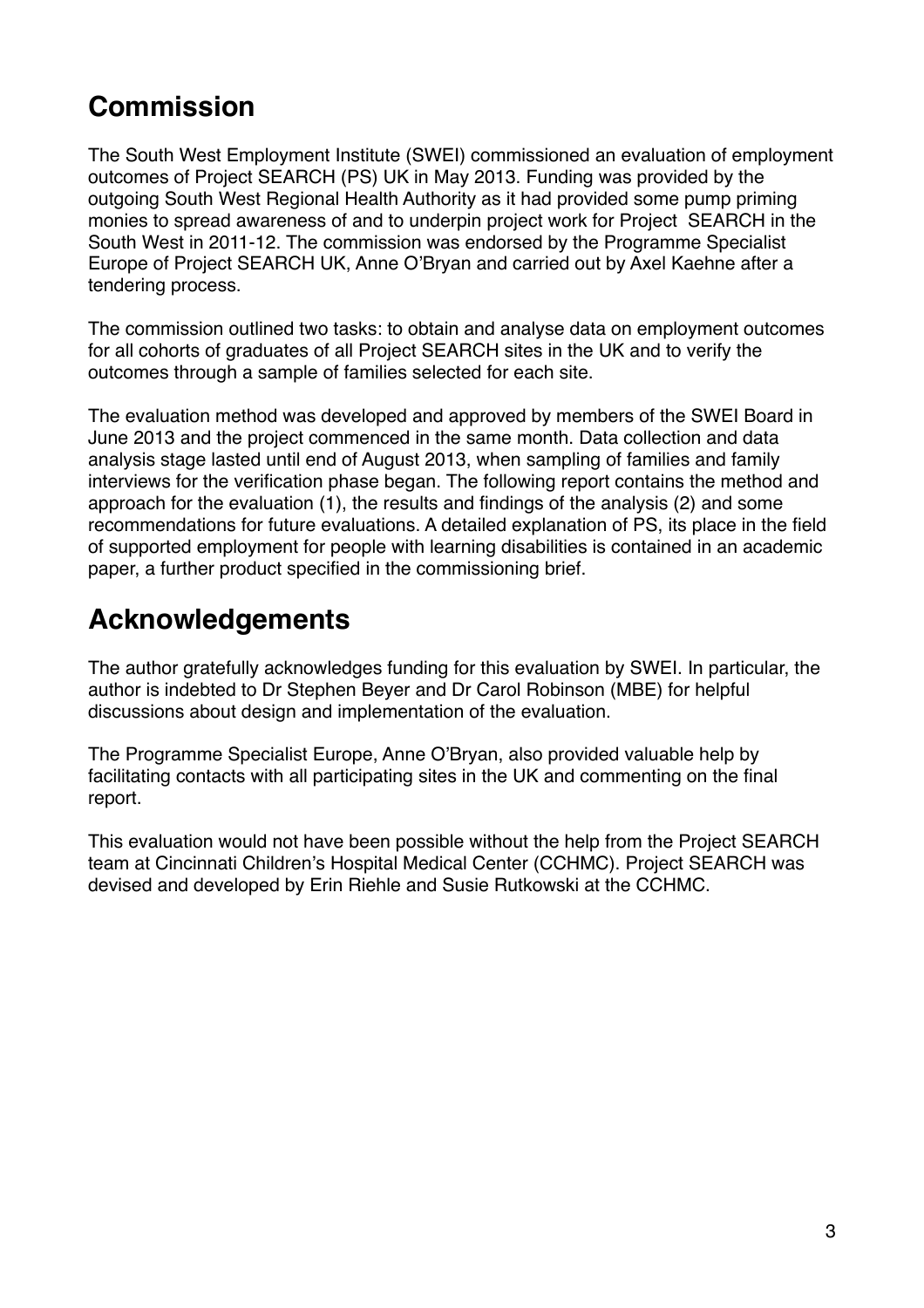## Commission

The South West Employment Institute (SWEI) commissioned an evaluation of employment outcomes of Project SEARCH (PS) UK in May 2013. Funding was provided by the outgoing South West Regional Health Authority as it had provided some pump priming monies to spread awareness of and to underpin project work for Project SEARCH in the South West in 2011-12. The commission was endorsed by the Programme Specialist Europe of Project SEARCH UK, Anne O'Bryan and carried out by Axel Kaehne after a tendering process.

The commission outlined two tasks: to obtain and analyse data on employment outcomes for all cohorts of graduates of all Project SEARCH sites in the UK and to verify the outcomes through a sample of families selected for each site.

The evaluation method was developed and approved by members of the SWEI Board in June 2013 and the project commenced in the same month. Data collection and data analysis stage lasted until end of August 2013, when sampling of families and family interviews for the verification phase began. The following report contains the method and approach for the evaluation (1), the results and findings of the analysis (2) and some recommendations for future evaluations. A detailed explanation of PS, its place in the field of supported employment for people with learning disabilities is contained in an academic paper, a further product specified in the commissioning brief.

## Acknowledgements

The author gratefully acknowledges funding for this evaluation by SWEI. In particular, the author is indebted to Dr Stephen Beyer and Dr Carol Robinson (MBE) for helpful discussions about design and implementation of the evaluation.

The Programme Specialist Europe, Anne O'Bryan, also provided valuable help by facilitating contacts with all participating sites in the UK and commenting on the final report.

This evaluation would not have been possible without the help from the Project SEARCH team at Cincinnati Children's Hospital Medical Center (CCHMC). Project SEARCH was devised and developed by Erin Riehle and Susie Rutkowski at the CCHMC.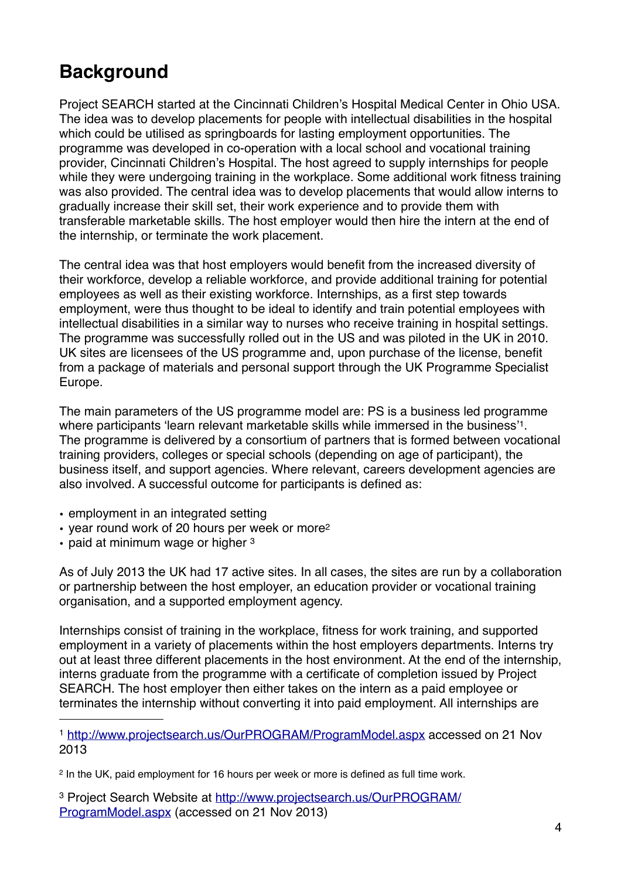## Background

Project SEARCH started at the Cincinnati Children's Hospital Medical Center in Ohio USA. The idea was to develop placements for people with intellectual disabilities in the hospital which could be utilised as springboards for lasting employment opportunities. The programme was developed in co-operation with a local school and vocational training provider, Cincinnati Children's Hospital. The host agreed to supply internships for people while they were undergoing training in the workplace. Some additional work fitness training was also provided. The central idea was to develop placements that would allow interns to gradually increase their skill set, their work experience and to provide them with transferable marketable skills. The host employer would then hire the intern at the end of the internship, or terminate the work placement.

The central idea was that host employers would benefit from the increased diversity of their workforce, develop a reliable workforce, and provide additional training for potential employees as well as their existing workforce. Internships, as a first step towards employment, were thus thought to be ideal to identify and train potential employees with intellectual disabilities in a similar way to nurses who receive training in hospital settings. The programme was successfully rolled out in the US and was piloted in the UK in 2010. UK sites are licensees of the US programme and, upon purchase of the license, benefit from a package of materials and personal support through the UK Programme Specialist Europe.

The main parameters of the US programme model are: PS is a business led programme where participants 'learn relevant marketable skills while immersed in the business'[1]. The programme is delivered by a consortium of partners that is formed between vocational training providers, colleges or special schools (depending on age of participant), the business itself, and support agencies. Where relevant, careers development agencies are also involved. A successful outcome for participants is defined as:

- employment in an integrated setting
- year round work of 20 hours per week or more[2]
- paid at minimum wage or higher [3]

As of July 2013 the UK had 17 active sites. In all cases, the sites are run by a collaboration or partnership between the host employer, an education provider or vocational training organisation, and a supported employment agency.

Internships consist of training in the workplace, fitness for work training, and supported employment in a variety of placements within the host employers departments. Interns try out at least three different placements in the host environment. At the end of the internship, interns graduate from the programme with a certificate of completion issued by Project SEARCH. The host employer then either takes on the intern as a paid employee or terminates the internship without converting it into paid employment. All internships are

---

[1] http://www.projectsearch.us/OurPROGRAM/ProgramModel.aspx accessed on 21 Nov 2013

[2] In the UK, paid employment for 16 hours per week or more is defined as full time work.

[3] Project Search Website at http://www.projectsearch.us/OurPROGRAM/ProgramModel.aspx (accessed on 21 Nov 2013)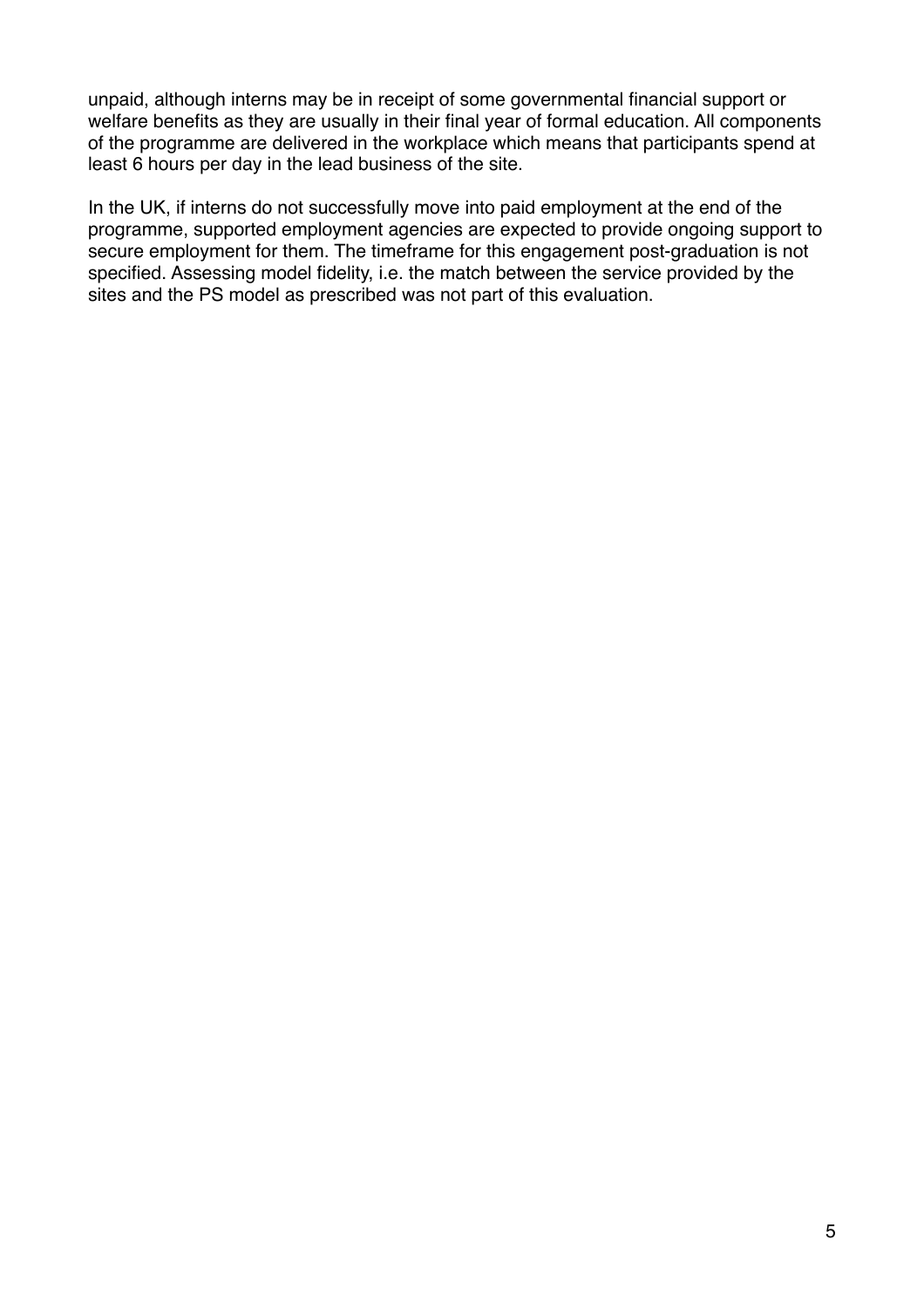unpaid, although interns may be in receipt of some governmental financial support or welfare benefits as they are usually in their final year of formal education. All components of the programme are delivered in the workplace which means that participants spend at least 6 hours per day in the lead business of the site.

In the UK, if interns do not successfully move into paid employment at the end of the programme, supported employment agencies are expected to provide ongoing support to secure employment for them. The timeframe for this engagement post-graduation is not specified. Assessing model fidelity, i.e. the match between the service provided by the sites and the PS model as prescribed was not part of this evaluation.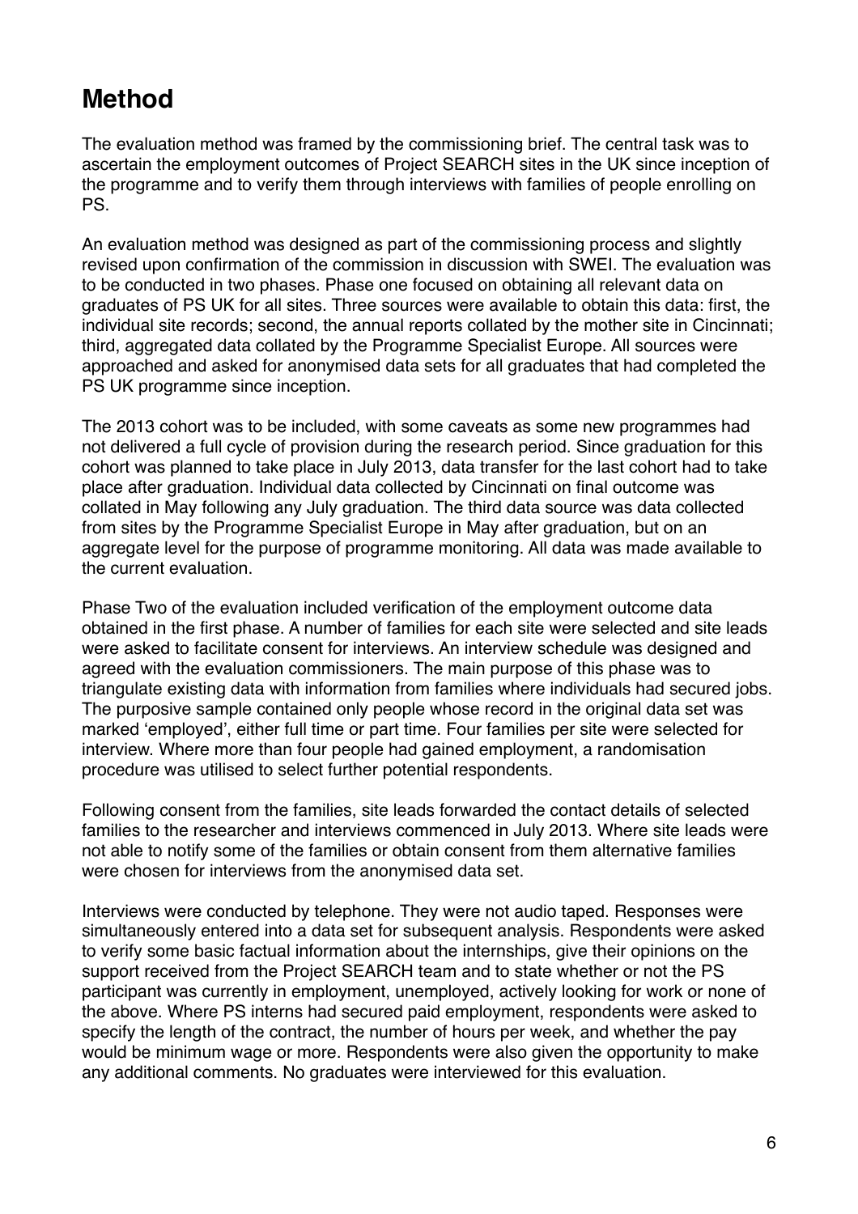## Method

The evaluation method was framed by the commissioning brief. The central task was to ascertain the employment outcomes of Project SEARCH sites in the UK since inception of the programme and to verify them through interviews with families of people enrolling on PS.

An evaluation method was designed as part of the commissioning process and slightly revised upon confirmation of the commission in discussion with SWEI. The evaluation was to be conducted in two phases. Phase one focused on obtaining all relevant data on graduates of PS UK for all sites. Three sources were available to obtain this data: first, the individual site records; second, the annual reports collated by the mother site in Cincinnati; third, aggregated data collated by the Programme Specialist Europe. All sources were approached and asked for anonymised data sets for all graduates that had completed the PS UK programme since inception.

The 2013 cohort was to be included, with some caveats as some new programmes had not delivered a full cycle of provision during the research period. Since graduation for this cohort was planned to take place in July 2013, data transfer for the last cohort had to take place after graduation. Individual data collected by Cincinnati on final outcome was collated in May following any July graduation. The third data source was data collected from sites by the Programme Specialist Europe in May after graduation, but on an aggregate level for the purpose of programme monitoring. All data was made available to the current evaluation.

Phase Two of the evaluation included verification of the employment outcome data obtained in the first phase. A number of families for each site were selected and site leads were asked to facilitate consent for interviews. An interview schedule was designed and agreed with the evaluation commissioners. The main purpose of this phase was to triangulate existing data with information from families where individuals had secured jobs. The purposive sample contained only people whose record in the original data set was marked 'employed', either full time or part time. Four families per site were selected for interview. Where more than four people had gained employment, a randomisation procedure was utilised to select further potential respondents.

Following consent from the families, site leads forwarded the contact details of selected families to the researcher and interviews commenced in July 2013. Where site leads were not able to notify some of the families or obtain consent from them alternative families were chosen for interviews from the anonymised data set.

Interviews were conducted by telephone. They were not audio taped. Responses were simultaneously entered into a data set for subsequent analysis. Respondents were asked to verify some basic factual information about the internships, give their opinions on the support received from the Project SEARCH team and to state whether or not the PS participant was currently in employment, unemployed, actively looking for work or none of the above. Where PS interns had secured paid employment, respondents were asked to specify the length of the contract, the number of hours per week, and whether the pay would be minimum wage or more. Respondents were also given the opportunity to make any additional comments. No graduates were interviewed for this evaluation.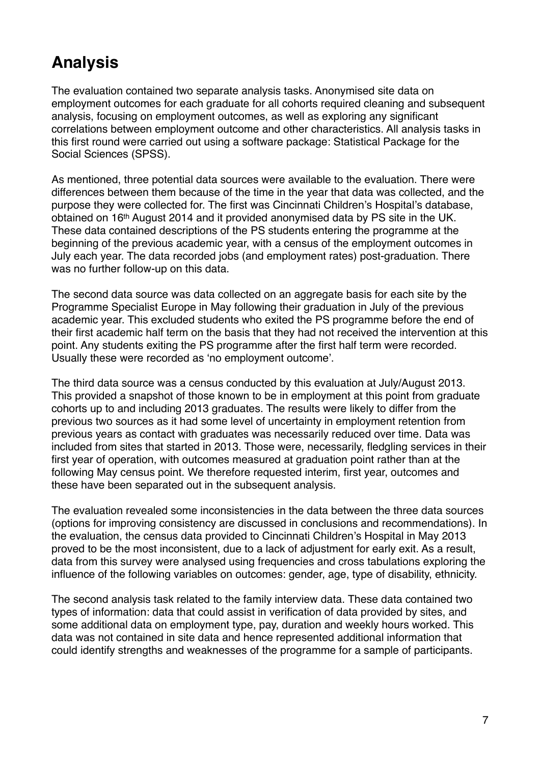## Analysis

The evaluation contained two separate analysis tasks. Anonymised site data on employment outcomes for each graduate for all cohorts required cleaning and subsequent analysis, focusing on employment outcomes, as well as exploring any significant correlations between employment outcome and other characteristics. All analysis tasks in this first round were carried out using a software package: Statistical Package for the Social Sciences (SPSS).

As mentioned, three potential data sources were available to the evaluation. There were differences between them because of the time in the year that data was collected, and the purpose they were collected for. The first was Cincinnati Children's Hospital's database, obtained on 16th August 2014 and it provided anonymised data by PS site in the UK. These data contained descriptions of the PS students entering the programme at the beginning of the previous academic year, with a census of the employment outcomes in July each year. The data recorded jobs (and employment rates) post-graduation. There was no further follow-up on this data.

The second data source was data collected on an aggregate basis for each site by the Programme Specialist Europe in May following their graduation in July of the previous academic year. This excluded students who exited the PS programme before the end of their first academic half term on the basis that they had not received the intervention at this point. Any students exiting the PS programme after the first half term were recorded. Usually these were recorded as 'no employment outcome'.

The third data source was a census conducted by this evaluation at July/August 2013. This provided a snapshot of those known to be in employment at this point from graduate cohorts up to and including 2013 graduates. The results were likely to differ from the previous two sources as it had some level of uncertainty in employment retention from previous years as contact with graduates was necessarily reduced over time. Data was included from sites that started in 2013. Those were, necessarily, fledgling services in their first year of operation, with outcomes measured at graduation point rather than at the following May census point. We therefore requested interim, first year, outcomes and these have been separated out in the subsequent analysis.

The evaluation revealed some inconsistencies in the data between the three data sources (options for improving consistency are discussed in conclusions and recommendations). In the evaluation, the census data provided to Cincinnati Children's Hospital in May 2013 proved to be the most inconsistent, due to a lack of adjustment for early exit. As a result, data from this survey were analysed using frequencies and cross tabulations exploring the influence of the following variables on outcomes: gender, age, type of disability, ethnicity.

The second analysis task related to the family interview data. These data contained two types of information: data that could assist in verification of data provided by sites, and some additional data on employment type, pay, duration and weekly hours worked. This data was not contained in site data and hence represented additional information that could identify strengths and weaknesses of the programme for a sample of participants.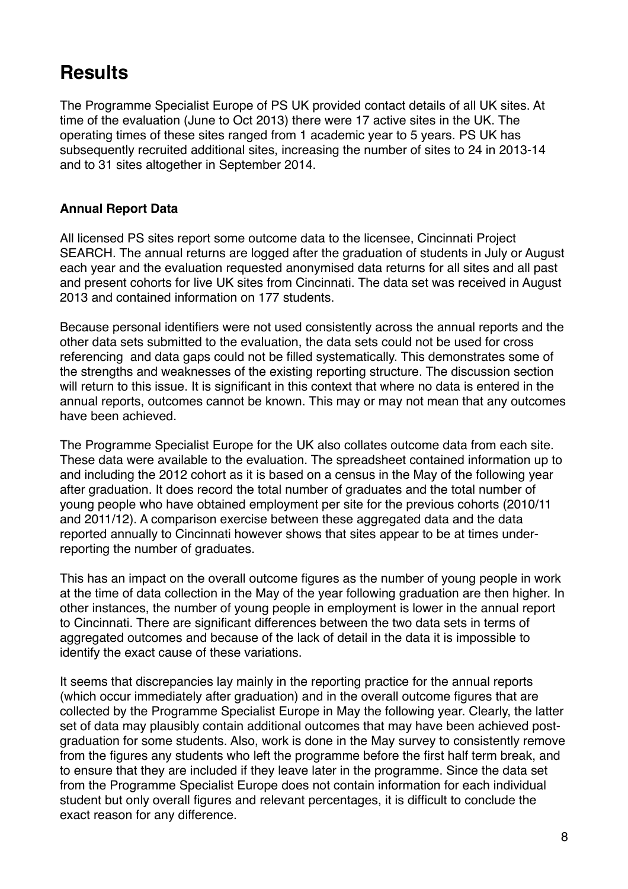## Results

The Programme Specialist Europe of PS UK provided contact details of all UK sites. At time of the evaluation (June to Oct 2013) there were 17 active sites in the UK. The operating times of these sites ranged from 1 academic year to 5 years. PS UK has subsequently recruited additional sites, increasing the number of sites to 24 in 2013-14 and to 31 sites altogether in September 2014.

### Annual Report Data

All licensed PS sites report some outcome data to the licensee, Cincinnati Project SEARCH. The annual returns are logged after the graduation of students in July or August each year and the evaluation requested anonymised data returns for all sites and all past and present cohorts for live UK sites from Cincinnati. The data set was received in August 2013 and contained information on 177 students.

Because personal identifiers were not used consistently across the annual reports and the other data sets submitted to the evaluation, the data sets could not be used for cross referencing and data gaps could not be filled systematically. This demonstrates some of the strengths and weaknesses of the existing reporting structure. The discussion section will return to this issue. It is significant in this context that where no data is entered in the annual reports, outcomes cannot be known. This may or may not mean that any outcomes have been achieved.

The Programme Specialist Europe for the UK also collates outcome data from each site. These data were available to the evaluation. The spreadsheet contained information up to and including the 2012 cohort as it is based on a census in the May of the following year after graduation. It does record the total number of graduates and the total number of young people who have obtained employment per site for the previous cohorts (2010/11 and 2011/12). A comparison exercise between these aggregated data and the data reported annually to Cincinnati however shows that sites appear to be at times under-reporting the number of graduates.

This has an impact on the overall outcome figures as the number of young people in work at the time of data collection in the May of the year following graduation are then higher. In other instances, the number of young people in employment is lower in the annual report to Cincinnati. There are significant differences between the two data sets in terms of aggregated outcomes and because of the lack of detail in the data it is impossible to identify the exact cause of these variations.

It seems that discrepancies lay mainly in the reporting practice for the annual reports (which occur immediately after graduation) and in the overall outcome figures that are collected by the Programme Specialist Europe in May the following year. Clearly, the latter set of data may plausibly contain additional outcomes that may have been achieved post-graduation for some students. Also, work is done in the May survey to consistently remove from the figures any students who left the programme before the first half term break, and to ensure that they are included if they leave later in the programme. Since the data set from the Programme Specialist Europe does not contain information for each individual student but only overall figures and relevant percentages, it is difficult to conclude the exact reason for any difference.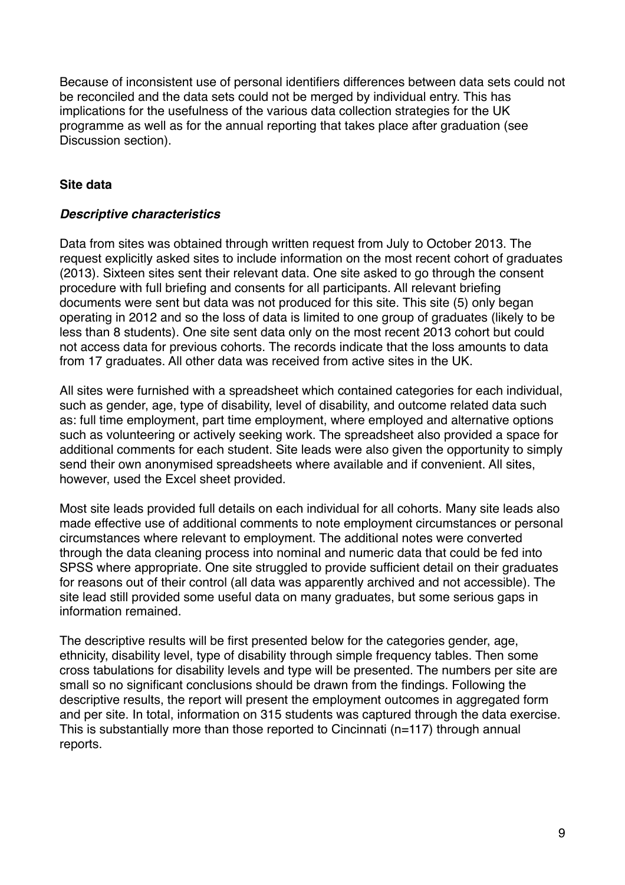Because of inconsistent use of personal identifiers differences between data sets could not be reconciled and the data sets could not be merged by individual entry. This has implications for the usefulness of the various data collection strategies for the UK programme as well as for the annual reporting that takes place after graduation (see Discussion section).

## Site data

### *Descriptive characteristics*

Data from sites was obtained through written request from July to October 2013. The request explicitly asked sites to include information on the most recent cohort of graduates (2013). Sixteen sites sent their relevant data. One site asked to go through the consent procedure with full briefing and consents for all participants. All relevant briefing documents were sent but data was not produced for this site. This site (5) only began operating in 2012 and so the loss of data is limited to one group of graduates (likely to be less than 8 students). One site sent data only on the most recent 2013 cohort but could not access data for previous cohorts. The records indicate that the loss amounts to data from 17 graduates. All other data was received from active sites in the UK.

All sites were furnished with a spreadsheet which contained categories for each individual, such as gender, age, type of disability, level of disability, and outcome related data such as: full time employment, part time employment, where employed and alternative options such as volunteering or actively seeking work. The spreadsheet also provided a space for additional comments for each student. Site leads were also given the opportunity to simply send their own anonymised spreadsheets where available and if convenient. All sites, however, used the Excel sheet provided.

Most site leads provided full details on each individual for all cohorts. Many site leads also made effective use of additional comments to note employment circumstances or personal circumstances where relevant to employment. The additional notes were converted through the data cleaning process into nominal and numeric data that could be fed into SPSS where appropriate. One site struggled to provide sufficient detail on their graduates for reasons out of their control (all data was apparently archived and not accessible). The site lead still provided some useful data on many graduates, but some serious gaps in information remained.

The descriptive results will be first presented below for the categories gender, age, ethnicity, disability level, type of disability through simple frequency tables. Then some cross tabulations for disability levels and type will be presented. The numbers per site are small so no significant conclusions should be drawn from the findings. Following the descriptive results, the report will present the employment outcomes in aggregated form and per site. In total, information on 315 students was captured through the data exercise. This is substantially more than those reported to Cincinnati (n=117) through annual reports.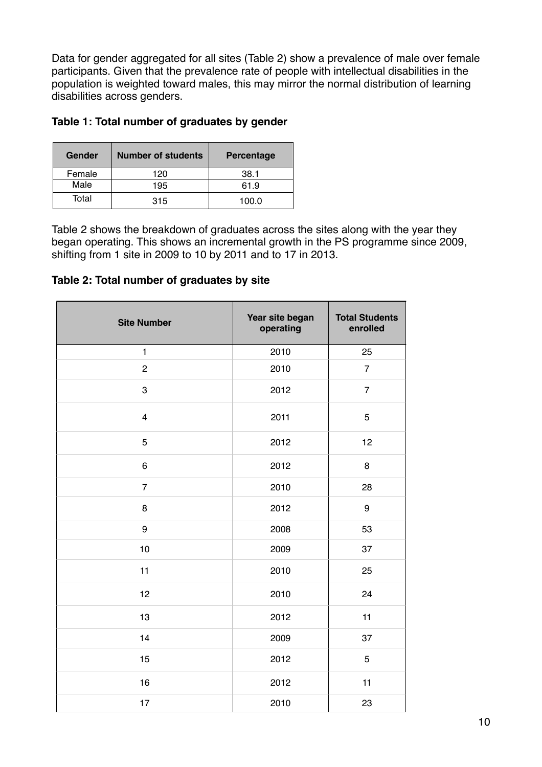Data for gender aggregated for all sites (Table 2) show a prevalence of male over female participants. Given that the prevalence rate of people with intellectual disabilities in the population is weighted toward males, this may mirror the normal distribution of learning disabilities across genders.

**Table 1: Total number of graduates by gender**

| Gender | Number of students | Percentage |
|---|---|---|
| Female | 120 | 38.1 |
| Male | 195 | 61.9 |
| Total | 315 | 100.0 |

Table 2 shows the breakdown of graduates across the sites along with the year they began operating. This shows an incremental growth in the PS programme since 2009, shifting from 1 site in 2009 to 10 by 2011 and to 17 in 2013.

**Table 2: Total number of graduates by site**

| Site Number | Year site began operating | Total Students enrolled |
|---|---|---|
| 1 | 2010 | 25 |
| 2 | 2010 | 7 |
| 3 | 2012 | 7 |
| 4 | 2011 | 5 |
| 5 | 2012 | 12 |
| 6 | 2012 | 8 |
| 7 | 2010 | 28 |
| 8 | 2012 | 9 |
| 9 | 2008 | 53 |
| 10 | 2009 | 37 |
| 11 | 2010 | 25 |
| 12 | 2010 | 24 |
| 13 | 2012 | 11 |
| 14 | 2009 | 37 |
| 15 | 2012 | 5 |
| 16 | 2012 | 11 |
| 17 | 2010 | 23 |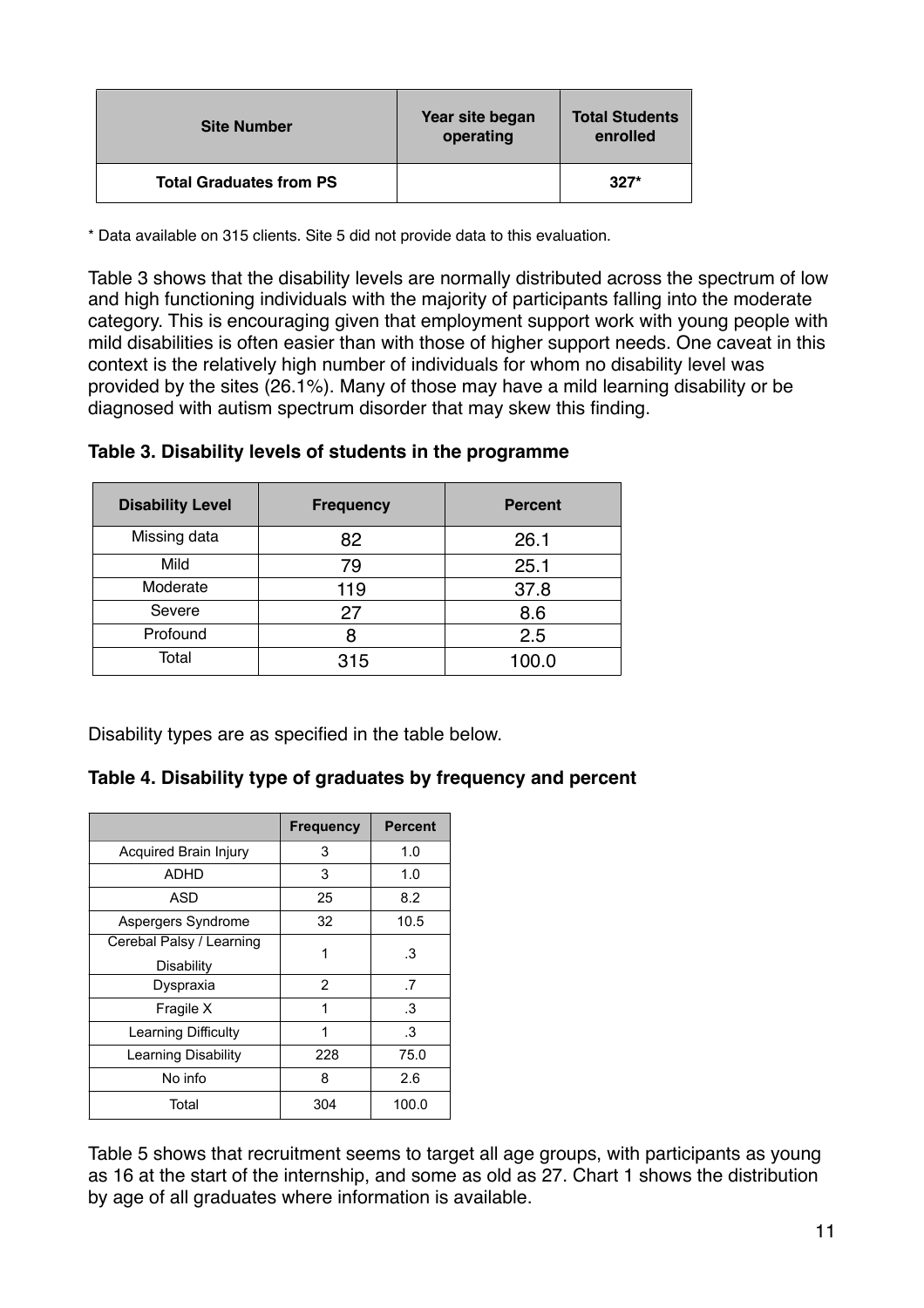| Site Number | Year site began operating | Total Students enrolled |
|---|---|---|
| **Total Graduates from PS** | | **327*** |

\* Data available on 315 clients. Site 5 did not provide data to this evaluation.

Table 3 shows that the disability levels are normally distributed across the spectrum of low and high functioning individuals with the majority of participants falling into the moderate category. This is encouraging given that employment support work with young people with mild disabilities is often easier than with those of higher support needs. One caveat in this context is the relatively high number of individuals for whom no disability level was provided by the sites (26.1%). Many of those may have a mild learning disability or be diagnosed with autism spectrum disorder that may skew this finding.

**Table 3. Disability levels of students in the programme**

| Disability Level | Frequency | Percent |
|---|---|---|
| Missing data | 82 | 26.1 |
| Mild | 79 | 25.1 |
| Moderate | 119 | 37.8 |
| Severe | 27 | 8.6 |
| Profound | 8 | 2.5 |
| Total | 315 | 100.0 |

Disability types are as specified in the table below.

**Table 4. Disability type of graduates by frequency and percent**

| | Frequency | Percent |
|---|---|---|
| Acquired Brain Injury | 3 | 1.0 |
| ADHD | 3 | 1.0 |
| ASD | 25 | 8.2 |
| Aspergers Syndrome | 32 | 10.5 |
| Cerebal Palsy / Learning Disability | 1 | .3 |
| Dyspraxia | 2 | .7 |
| Fragile X | 1 | .3 |
| Learning Difficulty | 1 | .3 |
| Learning Disability | 228 | 75.0 |
| No info | 8 | 2.6 |
| Total | 304 | 100.0 |

Table 5 shows that recruitment seems to target all age groups, with participants as young as 16 at the start of the internship, and some as old as 27. Chart 1 shows the distribution by age of all graduates where information is available.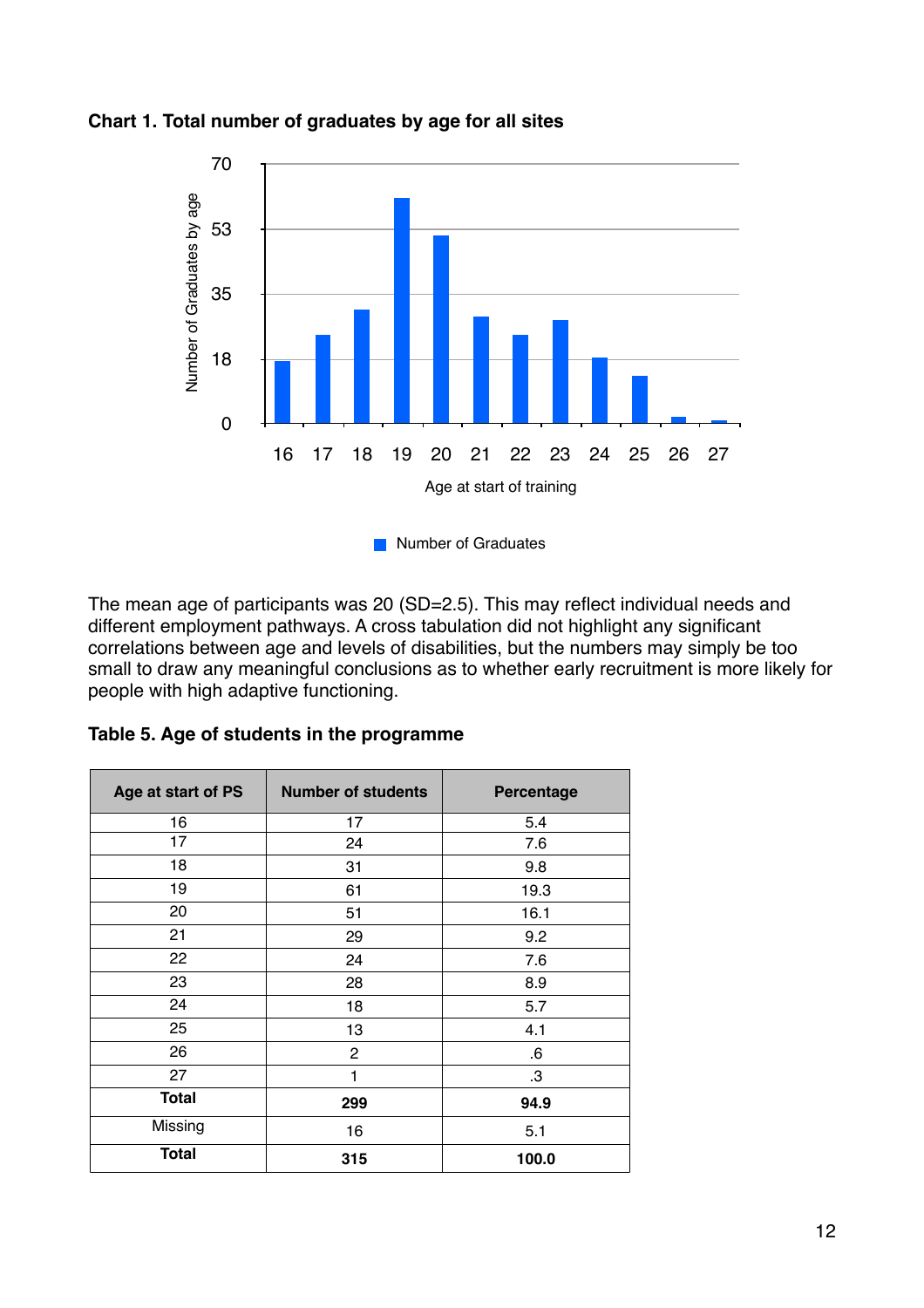**Chart 1. Total number of graduates by age for all sites**

The mean age of participants was 20 (SD=2.5). This may reflect individual needs and different employment pathways. A cross tabulation did not highlight any significant correlations between age and levels of disabilities, but the numbers may simply be too small to draw any meaningful conclusions as to whether early recruitment is more likely for people with high adaptive functioning.

**Table 5. Age of students in the programme**

| Age at start of PS | Number of students | Percentage |
|---|---|---|
| 16 | 17 | 5.4 |
| 17 | 24 | 7.6 |
| 18 | 31 | 9.8 |
| 19 | 61 | 19.3 |
| 20 | 51 | 16.1 |
| 21 | 29 | 9.2 |
| 22 | 24 | 7.6 |
| 23 | 28 | 8.9 |
| 24 | 18 | 5.7 |
| 25 | 13 | 4.1 |
| 26 | 2 | .6 |
| 27 | 1 | .3 |
| **Total** | **299** | **94.9** |
| Missing | 16 | 5.1 |
| **Total** | **315** | **100.0** |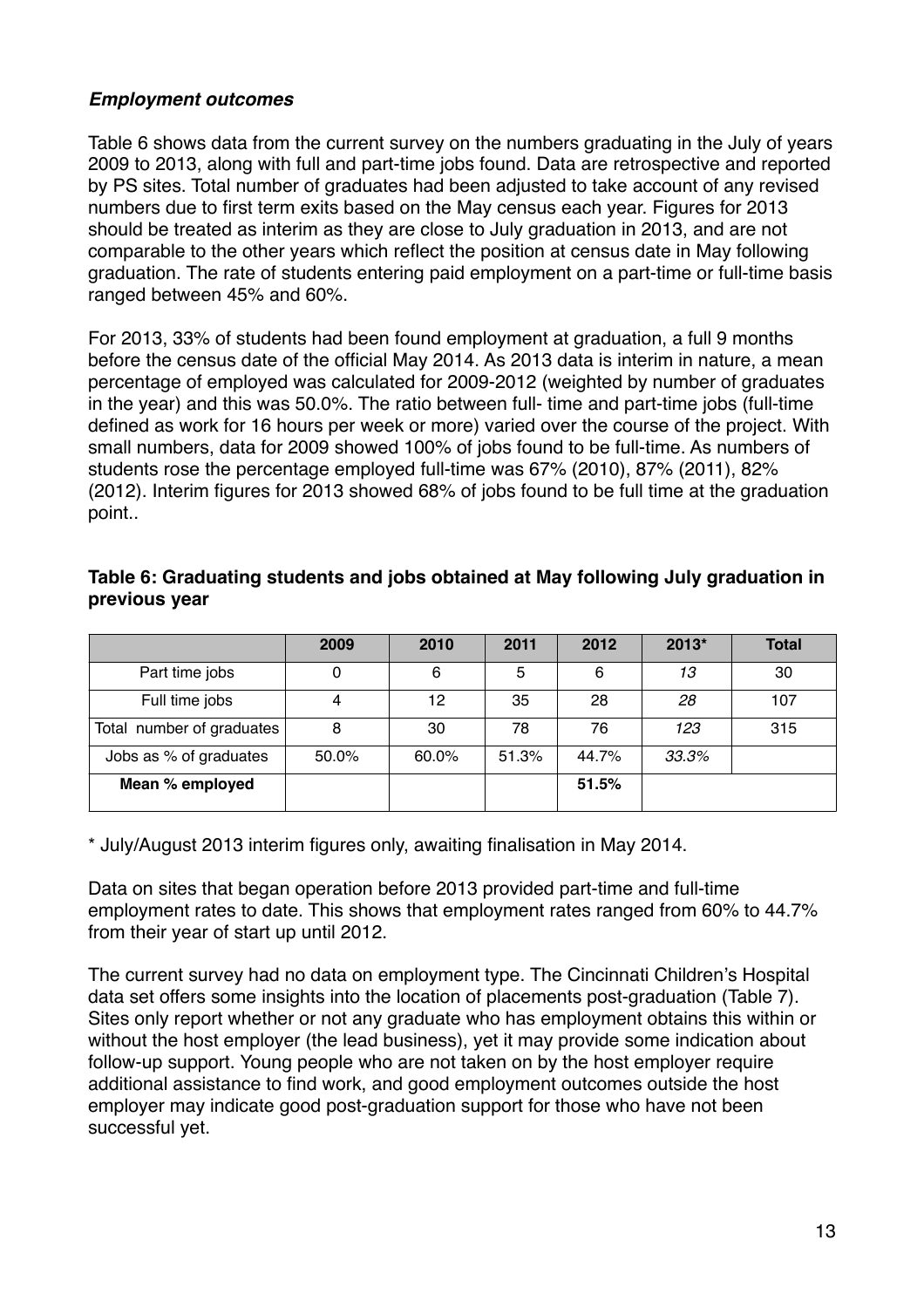### *Employment outcomes*

Table 6 shows data from the current survey on the numbers graduating in the July of years 2009 to 2013, along with full and part-time jobs found. Data are retrospective and reported by PS sites. Total number of graduates had been adjusted to take account of any revised numbers due to first term exits based on the May census each year. Figures for 2013 should be treated as interim as they are close to July graduation in 2013, and are not comparable to the other years which reflect the position at census date in May following graduation. The rate of students entering paid employment on a part-time or full-time basis ranged between 45% and 60%.

For 2013, 33% of students had been found employment at graduation, a full 9 months before the census date of the official May 2014. As 2013 data is interim in nature, a mean percentage of employed was calculated for 2009-2012 (weighted by number of graduates in the year) and this was 50.0%. The ratio between full- time and part-time jobs (full-time defined as work for 16 hours per week or more) varied over the course of the project. With small numbers, data for 2009 showed 100% of jobs found to be full-time. As numbers of students rose the percentage employed full-time was 67% (2010), 87% (2011), 82% (2012). Interim figures for 2013 showed 68% of jobs found to be full time at the graduation point..

**Table 6: Graduating students and jobs obtained at May following July graduation in previous year**

| | 2009 | 2010 | 2011 | 2012 | 2013* | Total |
|---|---|---|---|---|---|---|
| Part time jobs | 0 | 6 | 5 | 6 | *13* | 30 |
| Full time jobs | 4 | 12 | 35 | 28 | *28* | 107 |
| Total number of graduates | 8 | 30 | 78 | 76 | *123* | 315 |
| Jobs as % of graduates | 50.0% | 60.0% | 51.3% | 44.7% | *33.3%* | |
| **Mean % employed** | | | | **51.5%** | | |

\* July/August 2013 interim figures only, awaiting finalisation in May 2014.

Data on sites that began operation before 2013 provided part-time and full-time employment rates to date. This shows that employment rates ranged from 60% to 44.7% from their year of start up until 2012.

The current survey had no data on employment type. The Cincinnati Children's Hospital data set offers some insights into the location of placements post-graduation (Table 7). Sites only report whether or not any graduate who has employment obtains this within or without the host employer (the lead business), yet it may provide some indication about follow-up support. Young people who are not taken on by the host employer require additional assistance to find work, and good employment outcomes outside the host employer may indicate good post-graduation support for those who have not been successful yet.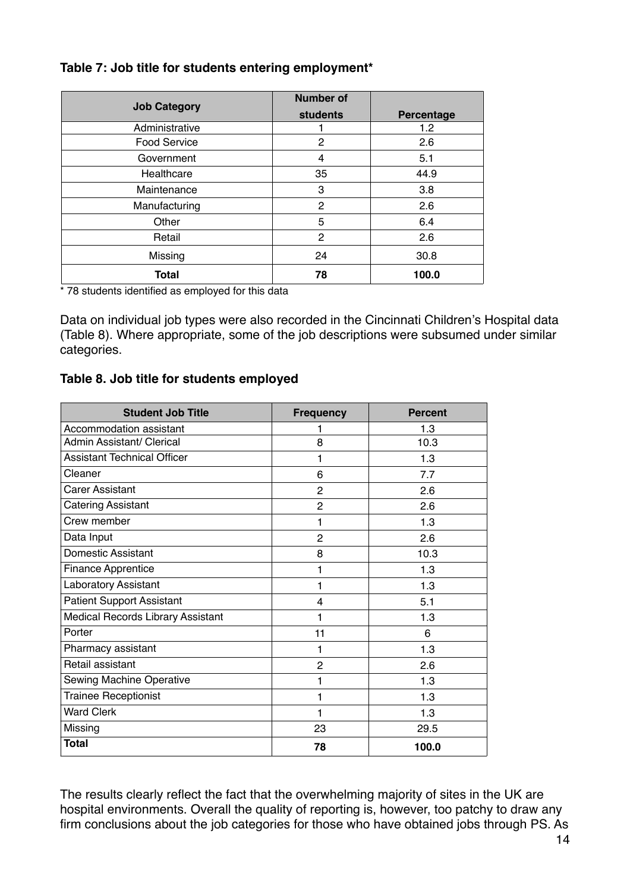**Table 7: Job title for students entering employment***

| Job Category | Number of students | Percentage |
|---|---|---|
| Administrative | 1 | 1.2 |
| Food Service | 2 | 2.6 |
| Government | 4 | 5.1 |
| Healthcare | 35 | 44.9 |
| Maintenance | 3 | 3.8 |
| Manufacturing | 2 | 2.6 |
| Other | 5 | 6.4 |
| Retail | 2 | 2.6 |
| Missing | 24 | 30.8 |
| **Total** | **78** | **100.0** |

* 78 students identified as employed for this data

Data on individual job types were also recorded in the Cincinnati Children's Hospital data (Table 8). Where appropriate, some of the job descriptions were subsumed under similar categories.

**Table 8. Job title for students employed**

| Student Job Title | Frequency | Percent |
|---|---|---|
| Accommodation assistant | 1 | 1.3 |
| Admin Assistant/ Clerical | 8 | 10.3 |
| Assistant Technical Officer | 1 | 1.3 |
| Cleaner | 6 | 7.7 |
| Carer Assistant | 2 | 2.6 |
| Catering Assistant | 2 | 2.6 |
| Crew member | 1 | 1.3 |
| Data Input | 2 | 2.6 |
| Domestic Assistant | 8 | 10.3 |
| Finance Apprentice | 1 | 1.3 |
| Laboratory Assistant | 1 | 1.3 |
| Patient Support Assistant | 4 | 5.1 |
| Medical Records Library Assistant | 1 | 1.3 |
| Porter | 11 | 6 |
| Pharmacy assistant | 1 | 1.3 |
| Retail assistant | 2 | 2.6 |
| Sewing Machine Operative | 1 | 1.3 |
| Trainee Receptionist | 1 | 1.3 |
| Ward Clerk | 1 | 1.3 |
| Missing | 23 | 29.5 |
| **Total** | **78** | **100.0** |

The results clearly reflect the fact that the overwhelming majority of sites in the UK are hospital environments. Overall the quality of reporting is, however, too patchy to draw any firm conclusions about the job categories for those who have obtained jobs through PS. As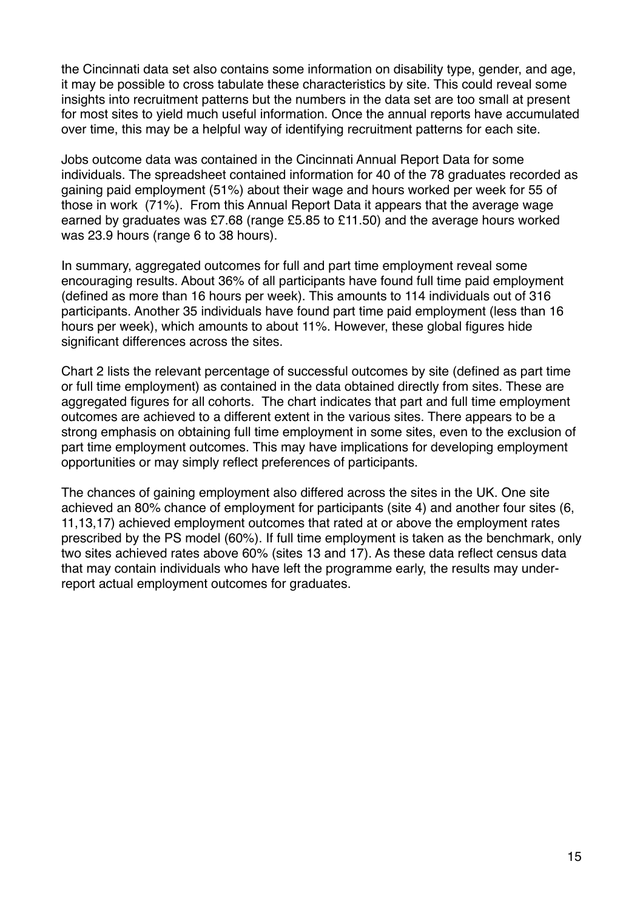the Cincinnati data set also contains some information on disability type, gender, and age, it may be possible to cross tabulate these characteristics by site. This could reveal some insights into recruitment patterns but the numbers in the data set are too small at present for most sites to yield much useful information. Once the annual reports have accumulated over time, this may be a helpful way of identifying recruitment patterns for each site.

Jobs outcome data was contained in the Cincinnati Annual Report Data for some individuals. The spreadsheet contained information for 40 of the 78 graduates recorded as gaining paid employment (51%) about their wage and hours worked per week for 55 of those in work  (71%).  From this Annual Report Data it appears that the average wage earned by graduates was £7.68 (range £5.85 to £11.50) and the average hours worked was 23.9 hours (range 6 to 38 hours).

In summary, aggregated outcomes for full and part time employment reveal some encouraging results. About 36% of all participants have found full time paid employment (defined as more than 16 hours per week). This amounts to 114 individuals out of 316 participants. Another 35 individuals have found part time paid employment (less than 16 hours per week), which amounts to about 11%. However, these global figures hide significant differences across the sites.

Chart 2 lists the relevant percentage of successful outcomes by site (defined as part time or full time employment) as contained in the data obtained directly from sites. These are aggregated figures for all cohorts.  The chart indicates that part and full time employment outcomes are achieved to a different extent in the various sites. There appears to be a strong emphasis on obtaining full time employment in some sites, even to the exclusion of part time employment outcomes. This may have implications for developing employment opportunities or may simply reflect preferences of participants.

The chances of gaining employment also differed across the sites in the UK. One site achieved an 80% chance of employment for participants (site 4) and another four sites (6, 11,13,17) achieved employment outcomes that rated at or above the employment rates prescribed by the PS model (60%). If full time employment is taken as the benchmark, only two sites achieved rates above 60% (sites 13 and 17). As these data reflect census data that may contain individuals who have left the programme early, the results may under-report actual employment outcomes for graduates.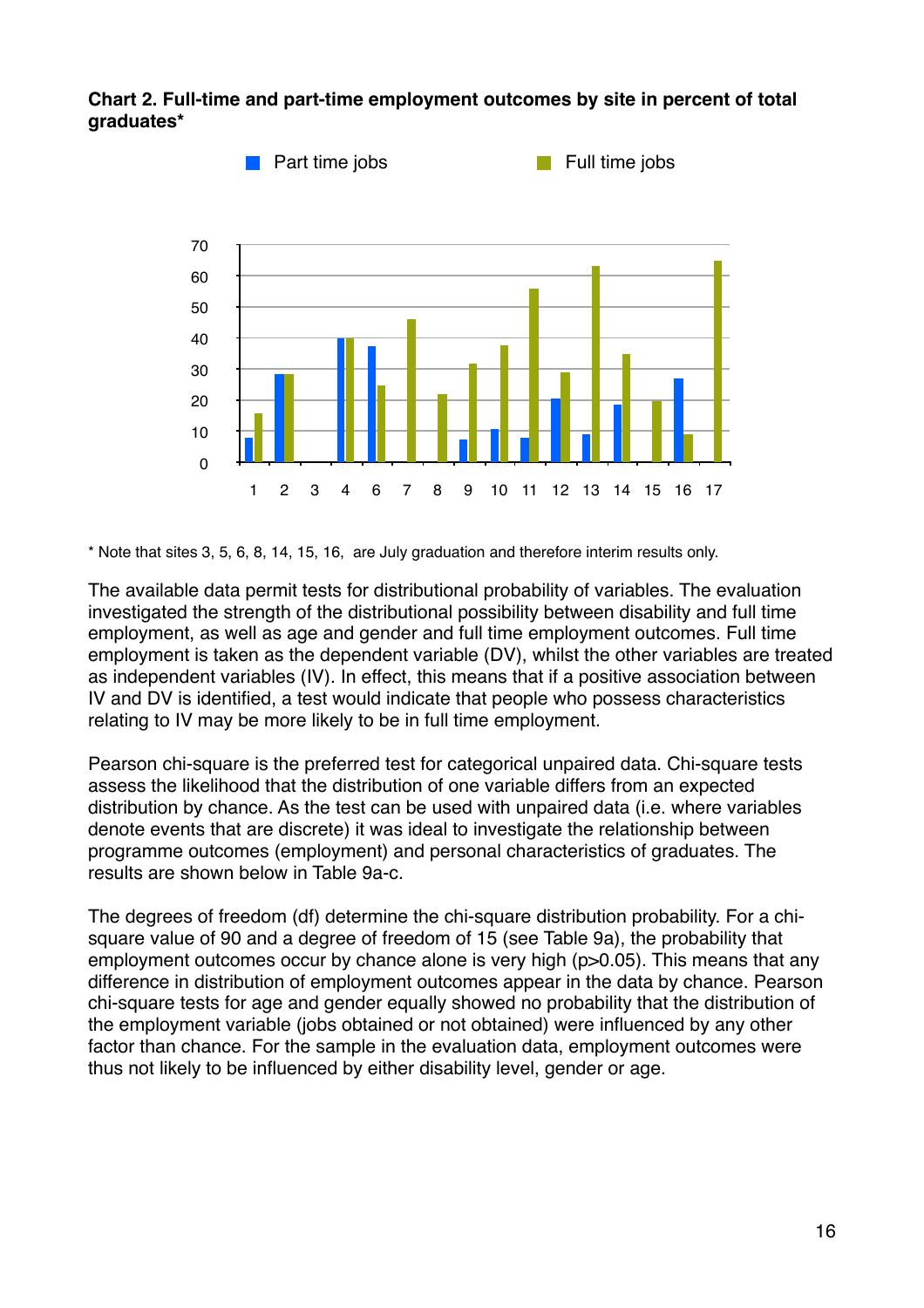**Chart 2. Full-time and part-time employment outcomes by site in percent of total graduates***

* Note that sites 3, 5, 6, 8, 14, 15, 16, are July graduation and therefore interim results only.

The available data permit tests for distributional probability of variables. The evaluation investigated the strength of the distributional possibility between disability and full time employment, as well as age and gender and full time employment outcomes. Full time employment is taken as the dependent variable (DV), whilst the other variables are treated as independent variables (IV). In effect, this means that if a positive association between IV and DV is identified, a test would indicate that people who possess characteristics relating to IV may be more likely to be in full time employment.

Pearson chi-square is the preferred test for categorical unpaired data. Chi-square tests assess the likelihood that the distribution of one variable differs from an expected distribution by chance. As the test can be used with unpaired data (i.e. where variables denote events that are discrete) it was ideal to investigate the relationship between programme outcomes (employment) and personal characteristics of graduates. The results are shown below in Table 9a-c.

The degrees of freedom (df) determine the chi-square distribution probability. For a chi-square value of 90 and a degree of freedom of 15 (see Table 9a), the probability that employment outcomes occur by chance alone is very high ($p>0.05$). This means that any difference in distribution of employment outcomes appear in the data by chance. Pearson chi-square tests for age and gender equally showed no probability that the distribution of the employment variable (jobs obtained or not obtained) were influenced by any other factor than chance. For the sample in the evaluation data, employment outcomes were thus not likely to be influenced by either disability level, gender or age.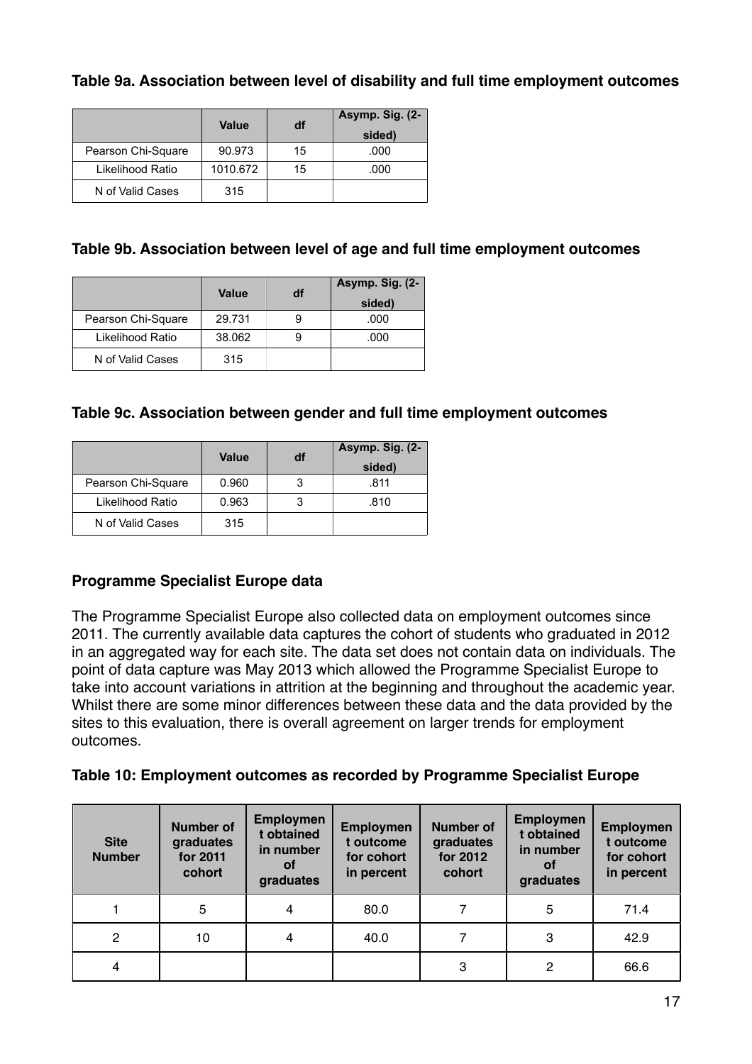**Table 9a. Association between level of disability and full time employment outcomes**

| | Value | df | Asymp. Sig. (2-sided) |
|---|---|---|---|
| Pearson Chi-Square | 90.973 | 15 | .000 |
| Likelihood Ratio | 1010.672 | 15 | .000 |
| N of Valid Cases | 315 | | |

**Table 9b. Association between level of age and full time employment outcomes**

| | Value | df | Asymp. Sig. (2-sided) |
|---|---|---|---|
| Pearson Chi-Square | 29.731 | 9 | .000 |
| Likelihood Ratio | 38.062 | 9 | .000 |
| N of Valid Cases | 315 | | |

**Table 9c. Association between gender and full time employment outcomes**

| | Value | df | Asymp. Sig. (2-sided) |
|---|---|---|---|
| Pearson Chi-Square | 0.960 | 3 | .811 |
| Likelihood Ratio | 0.963 | 3 | .810 |
| N of Valid Cases | 315 | | |

**Programme Specialist Europe data**

The Programme Specialist Europe also collected data on employment outcomes since 2011. The currently available data captures the cohort of students who graduated in 2012 in an aggregated way for each site. The data set does not contain data on individuals. The point of data capture was May 2013 which allowed the Programme Specialist Europe to take into account variations in attrition at the beginning and throughout the academic year. Whilst there are some minor differences between these data and the data provided by the sites to this evaluation, there is overall agreement on larger trends for employment outcomes.

**Table 10: Employment outcomes as recorded by Programme Specialist Europe**

| Site Number | Number of graduates for 2011 cohort | Employment obtained in number of graduates | Employment outcome for cohort in percent | Number of graduates for 2012 cohort | Employment obtained in number of graduates | Employment outcome for cohort in percent |
|---|---|---|---|---|---|---|
| 1 | 5 | 4 | 80.0 | 7 | 5 | 71.4 |
| 2 | 10 | 4 | 40.0 | 7 | 3 | 42.9 |
| 4 | | | | 3 | 2 | 66.6 |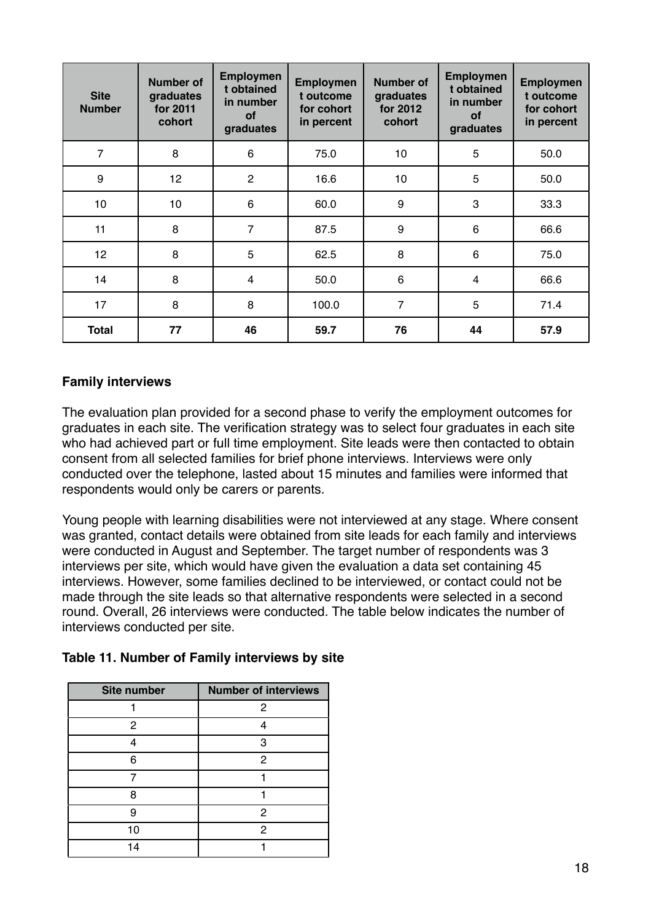| Site Number | Number of graduates for 2011 cohort | Employment obtained in number of graduates | Employment outcome for cohort in percent | Number of graduates for 2012 cohort | Employment obtained in number of graduates | Employment outcome for cohort in percent |
|---|---|---|---|---|---|---|
| 7 | 8 | 6 | 75.0 | 10 | 5 | 50.0 |
| 9 | 12 | 2 | 16.6 | 10 | 5 | 50.0 |
| 10 | 10 | 6 | 60.0 | 9 | 3 | 33.3 |
| 11 | 8 | 7 | 87.5 | 9 | 6 | 66.6 |
| 12 | 8 | 5 | 62.5 | 8 | 6 | 75.0 |
| 14 | 8 | 4 | 50.0 | 6 | 4 | 66.6 |
| 17 | 8 | 8 | 100.0 | 7 | 5 | 71.4 |
| **Total** | **77** | **46** | **59.7** | **76** | **44** | **57.9** |

**Family interviews**

The evaluation plan provided for a second phase to verify the employment outcomes for graduates in each site. The verification strategy was to select four graduates in each site who had achieved part or full time employment. Site leads were then contacted to obtain consent from all selected families for brief phone interviews. Interviews were only conducted over the telephone, lasted about 15 minutes and families were informed that respondents would only be carers or parents.

Young people with learning disabilities were not interviewed at any stage. Where consent was granted, contact details were obtained from site leads for each family and interviews were conducted in August and September. The target number of respondents was 3 interviews per site, which would have given the evaluation a data set containing 45 interviews. However, some families declined to be interviewed, or contact could not be made through the site leads so that alternative respondents were selected in a second round. Overall, 26 interviews were conducted. The table below indicates the number of interviews conducted per site.

**Table 11. Number of Family interviews by site**

| Site number | Number of interviews |
|---|---|
| 1 | 2 |
| 2 | 4 |
| 4 | 3 |
| 6 | 2 |
| 7 | 1 |
| 8 | 1 |
| 9 | 2 |
| 10 | 2 |
| 14 | 1 |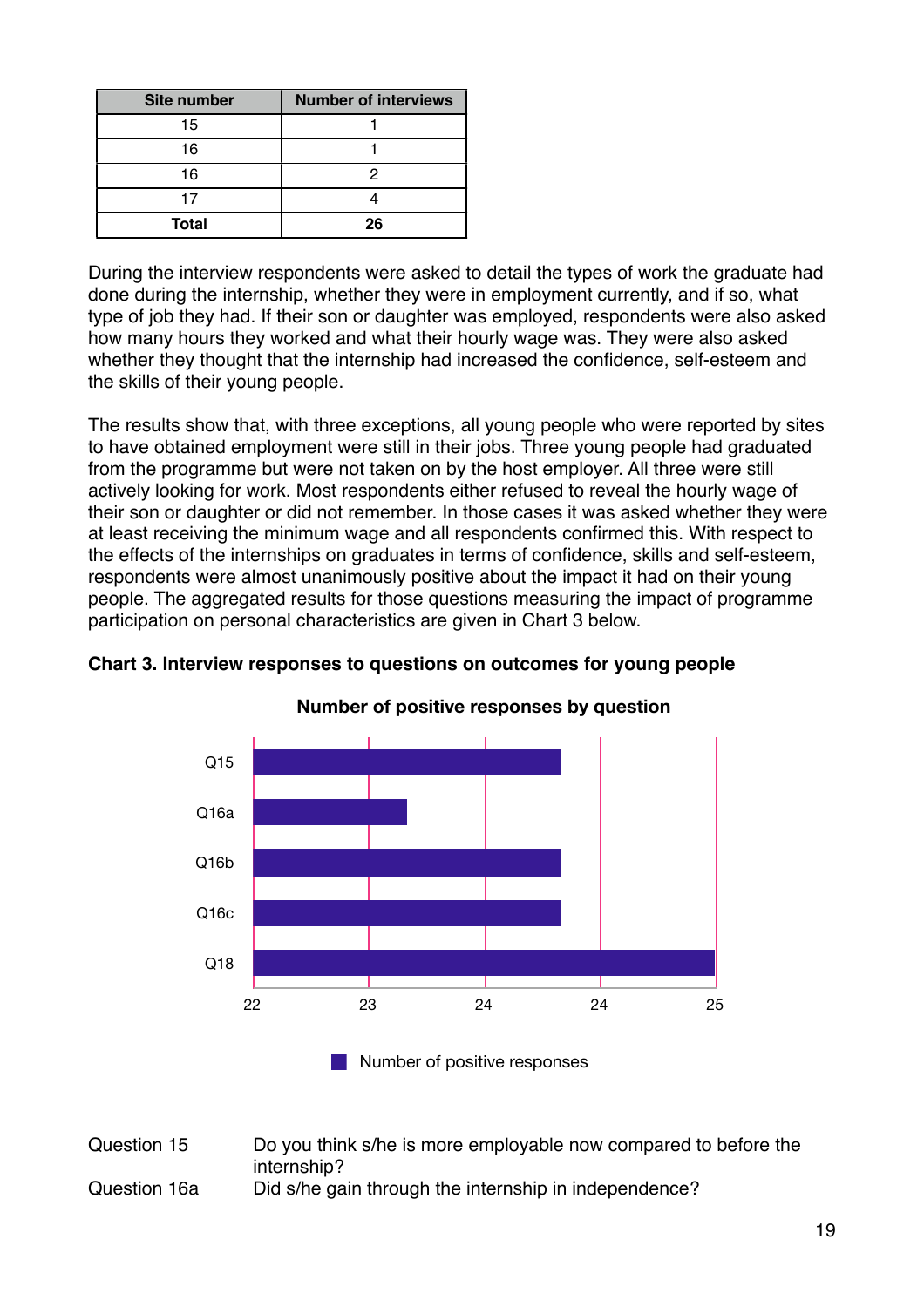| Site number | Number of interviews |
|---|---|
| 15 | 1 |
| 16 | 1 |
| 16 | 2 |
| 17 | 4 |
| **Total** | **26** |

During the interview respondents were asked to detail the types of work the graduate had done during the internship, whether they were in employment currently, and if so, what type of job they had. If their son or daughter was employed, respondents were also asked how many hours they worked and what their hourly wage was. They were also asked whether they thought that the internship had increased the confidence, self-esteem and the skills of their young people.

The results show that, with three exceptions, all young people who were reported by sites to have obtained employment were still in their jobs. Three young people had graduated from the programme but were not taken on by the host employer. All three were still actively looking for work. Most respondents either refused to reveal the hourly wage of their son or daughter or did not remember. In those cases it was asked whether they were at least receiving the minimum wage and all respondents confirmed this. With respect to the effects of the internships on graduates in terms of confidence, skills and self-esteem, respondents were almost unanimously positive about the impact it had on their young people. The aggregated results for those questions measuring the impact of programme participation on personal characteristics are given in Chart 3 below.

**Chart 3. Interview responses to questions on outcomes for young people**

**Number of positive responses by question**

Q15, Q16a, Q16b, Q16c, Q18

22, 23, 24, 24, 25

Number of positive responses

Question 15 Do you think s/he is more employable now compared to before the internship?

Question 16a Did s/he gain through the internship in independence?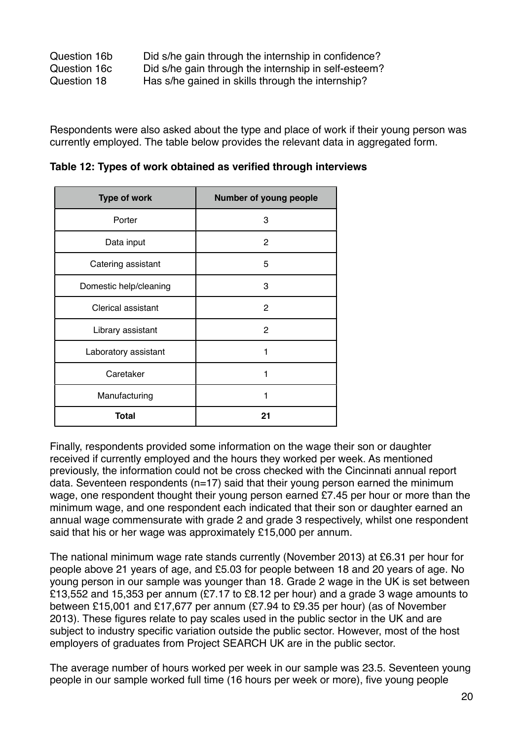| | |
|---|---|
| Question 16b | Did s/he gain through the internship in confidence? |
| Question 16c | Did s/he gain through the internship in self-esteem? |
| Question 18 | Has s/he gained in skills through the internship? |

Respondents were also asked about the type and place of work if their young person was currently employed. The table below provides the relevant data in aggregated form.

**Table 12: Types of work obtained as verified through interviews**

| Type of work | Number of young people |
|---|---|
| Porter | 3 |
| Data input | 2 |
| Catering assistant | 5 |
| Domestic help/cleaning | 3 |
| Clerical assistant | 2 |
| Library assistant | 2 |
| Laboratory assistant | 1 |
| Caretaker | 1 |
| Manufacturing | 1 |
| **Total** | **21** |

Finally, respondents provided some information on the wage their son or daughter received if currently employed and the hours they worked per week. As mentioned previously, the information could not be cross checked with the Cincinnati annual report data. Seventeen respondents (n=17) said that their young person earned the minimum wage, one respondent thought their young person earned £7.45 per hour or more than the minimum wage, and one respondent each indicated that their son or daughter earned an annual wage commensurate with grade 2 and grade 3 respectively, whilst one respondent said that his or her wage was approximately £15,000 per annum.

The national minimum wage rate stands currently (November 2013) at £6.31 per hour for people above 21 years of age, and £5.03 for people between 18 and 20 years of age. No young person in our sample was younger than 18. Grade 2 wage in the UK is set between £13,552 and 15,353 per annum (£7.17 to £8.12 per hour) and a grade 3 wage amounts to between £15,001 and £17,677 per annum (£7.94 to £9.35 per hour) (as of November 2013). These figures relate to pay scales used in the public sector in the UK and are subject to industry specific variation outside the public sector. However, most of the host employers of graduates from Project SEARCH UK are in the public sector.

The average number of hours worked per week in our sample was 23.5. Seventeen young people in our sample worked full time (16 hours per week or more), five young people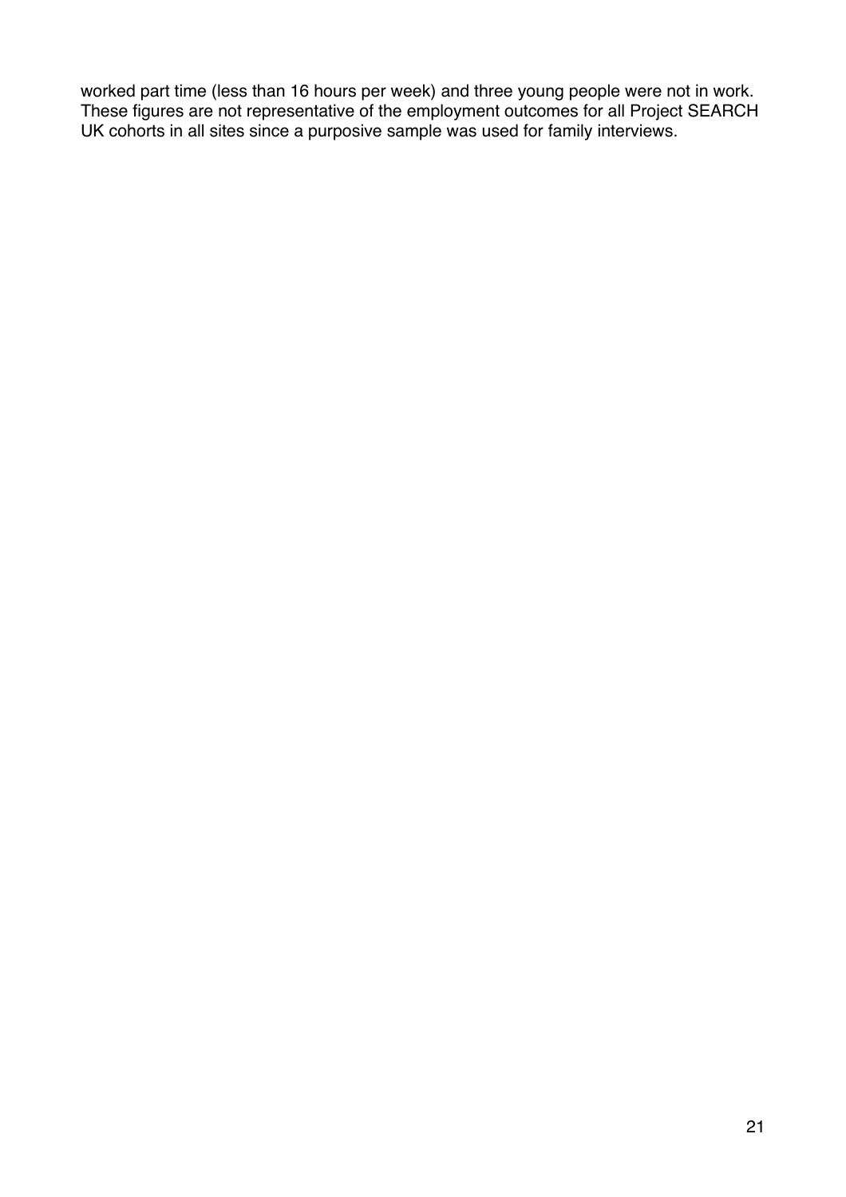worked part time (less than 16 hours per week) and three young people were not in work. These figures are not representative of the employment outcomes for all Project SEARCH UK cohorts in all sites since a purposive sample was used for family interviews.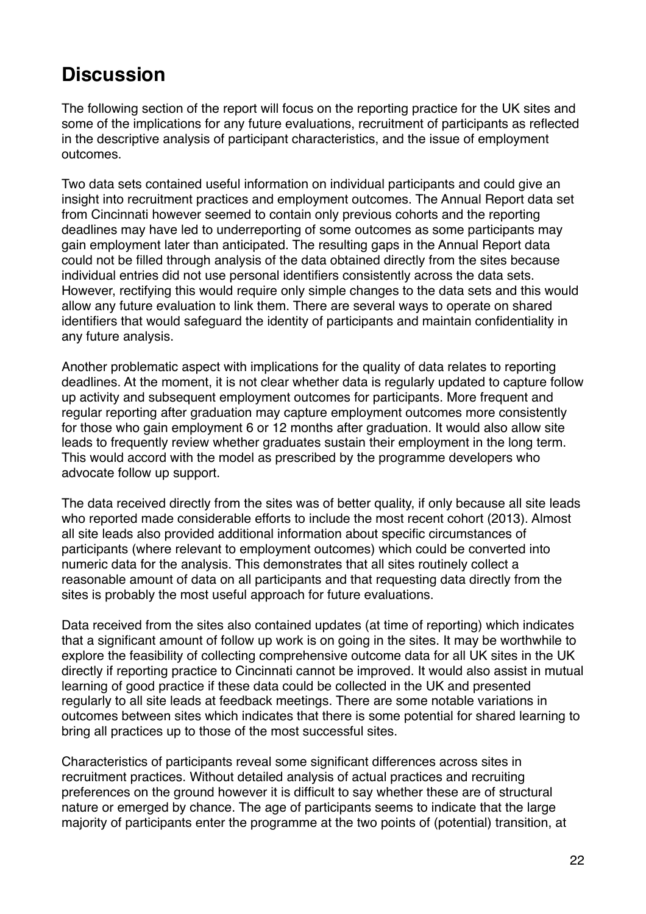## Discussion

The following section of the report will focus on the reporting practice for the UK sites and some of the implications for any future evaluations, recruitment of participants as reflected in the descriptive analysis of participant characteristics, and the issue of employment outcomes.

Two data sets contained useful information on individual participants and could give an insight into recruitment practices and employment outcomes. The Annual Report data set from Cincinnati however seemed to contain only previous cohorts and the reporting deadlines may have led to underreporting of some outcomes as some participants may gain employment later than anticipated. The resulting gaps in the Annual Report data could not be filled through analysis of the data obtained directly from the sites because individual entries did not use personal identifiers consistently across the data sets. However, rectifying this would require only simple changes to the data sets and this would allow any future evaluation to link them. There are several ways to operate on shared identifiers that would safeguard the identity of participants and maintain confidentiality in any future analysis.

Another problematic aspect with implications for the quality of data relates to reporting deadlines. At the moment, it is not clear whether data is regularly updated to capture follow up activity and subsequent employment outcomes for participants. More frequent and regular reporting after graduation may capture employment outcomes more consistently for those who gain employment 6 or 12 months after graduation. It would also allow site leads to frequently review whether graduates sustain their employment in the long term. This would accord with the model as prescribed by the programme developers who advocate follow up support.

The data received directly from the sites was of better quality, if only because all site leads who reported made considerable efforts to include the most recent cohort (2013). Almost all site leads also provided additional information about specific circumstances of participants (where relevant to employment outcomes) which could be converted into numeric data for the analysis. This demonstrates that all sites routinely collect a reasonable amount of data on all participants and that requesting data directly from the sites is probably the most useful approach for future evaluations.

Data received from the sites also contained updates (at time of reporting) which indicates that a significant amount of follow up work is on going in the sites. It may be worthwhile to explore the feasibility of collecting comprehensive outcome data for all UK sites in the UK directly if reporting practice to Cincinnati cannot be improved. It would also assist in mutual learning of good practice if these data could be collected in the UK and presented regularly to all site leads at feedback meetings. There are some notable variations in outcomes between sites which indicates that there is some potential for shared learning to bring all practices up to those of the most successful sites.

Characteristics of participants reveal some significant differences across sites in recruitment practices. Without detailed analysis of actual practices and recruiting preferences on the ground however it is difficult to say whether these are of structural nature or emerged by chance. The age of participants seems to indicate that the large majority of participants enter the programme at the two points of (potential) transition, at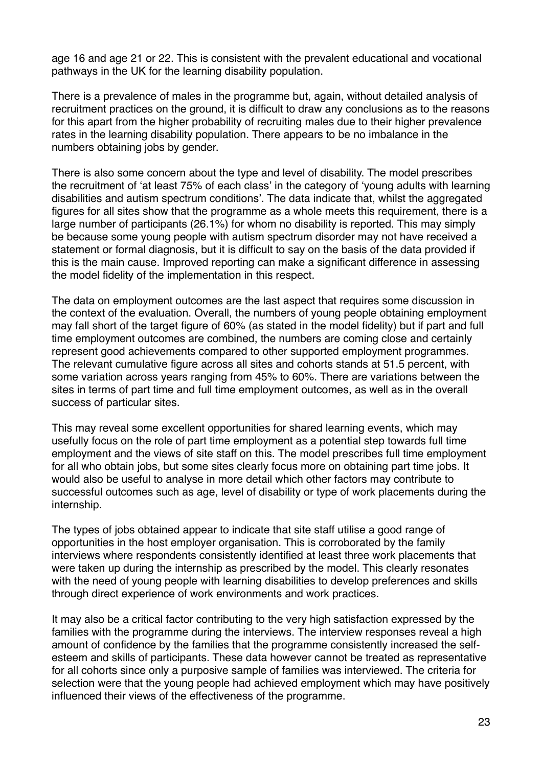age 16 and age 21 or 22. This is consistent with the prevalent educational and vocational pathways in the UK for the learning disability population.

There is a prevalence of males in the programme but, again, without detailed analysis of recruitment practices on the ground, it is difficult to draw any conclusions as to the reasons for this apart from the higher probability of recruiting males due to their higher prevalence rates in the learning disability population. There appears to be no imbalance in the numbers obtaining jobs by gender.

There is also some concern about the type and level of disability. The model prescribes the recruitment of 'at least 75% of each class' in the category of 'young adults with learning disabilities and autism spectrum conditions'. The data indicate that, whilst the aggregated figures for all sites show that the programme as a whole meets this requirement, there is a large number of participants (26.1%) for whom no disability is reported. This may simply be because some young people with autism spectrum disorder may not have received a statement or formal diagnosis, but it is difficult to say on the basis of the data provided if this is the main cause. Improved reporting can make a significant difference in assessing the model fidelity of the implementation in this respect.

The data on employment outcomes are the last aspect that requires some discussion in the context of the evaluation. Overall, the numbers of young people obtaining employment may fall short of the target figure of 60% (as stated in the model fidelity) but if part and full time employment outcomes are combined, the numbers are coming close and certainly represent good achievements compared to other supported employment programmes. The relevant cumulative figure across all sites and cohorts stands at 51.5 percent, with some variation across years ranging from 45% to 60%. There are variations between the sites in terms of part time and full time employment outcomes, as well as in the overall success of particular sites.

This may reveal some excellent opportunities for shared learning events, which may usefully focus on the role of part time employment as a potential step towards full time employment and the views of site staff on this. The model prescribes full time employment for all who obtain jobs, but some sites clearly focus more on obtaining part time jobs. It would also be useful to analyse in more detail which other factors may contribute to successful outcomes such as age, level of disability or type of work placements during the internship.

The types of jobs obtained appear to indicate that site staff utilise a good range of opportunities in the host employer organisation. This is corroborated by the family interviews where respondents consistently identified at least three work placements that were taken up during the internship as prescribed by the model. This clearly resonates with the need of young people with learning disabilities to develop preferences and skills through direct experience of work environments and work practices.

It may also be a critical factor contributing to the very high satisfaction expressed by the families with the programme during the interviews. The interview responses reveal a high amount of confidence by the families that the programme consistently increased the self-esteem and skills of participants. These data however cannot be treated as representative for all cohorts since only a purposive sample of families was interviewed. The criteria for selection were that the young people had achieved employment which may have positively influenced their views of the effectiveness of the programme.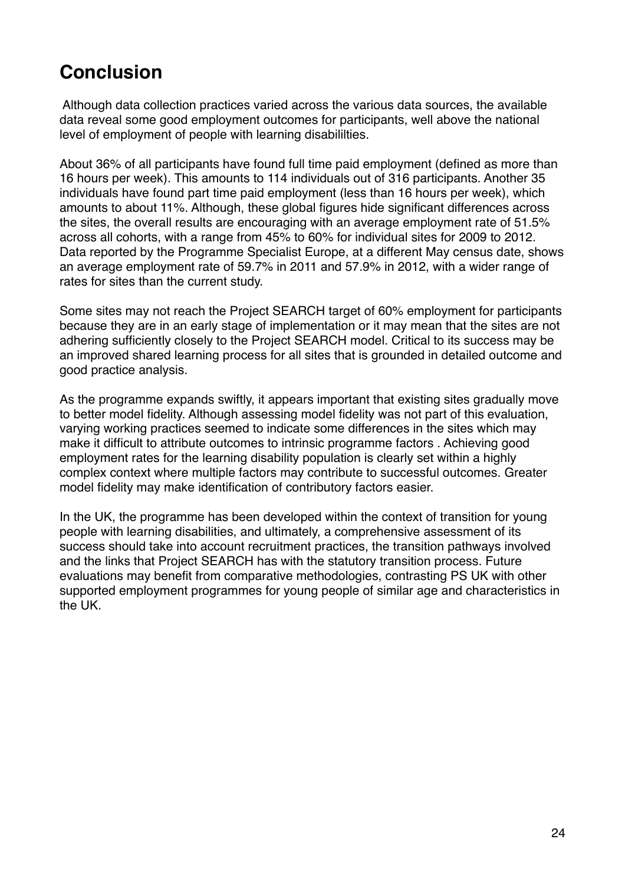# Conclusion

Although data collection practices varied across the various data sources, the available data reveal some good employment outcomes for participants, well above the national level of employment of people with learning disabililties.

About 36% of all participants have found full time paid employment (defined as more than 16 hours per week). This amounts to 114 individuals out of 316 participants. Another 35 individuals have found part time paid employment (less than 16 hours per week), which amounts to about 11%. Although, these global figures hide significant differences across the sites, the overall results are encouraging with an average employment rate of 51.5% across all cohorts, with a range from 45% to 60% for individual sites for 2009 to 2012. Data reported by the Programme Specialist Europe, at a different May census date, shows an average employment rate of 59.7% in 2011 and 57.9% in 2012, with a wider range of rates for sites than the current study.

Some sites may not reach the Project SEARCH target of 60% employment for participants because they are in an early stage of implementation or it may mean that the sites are not adhering sufficiently closely to the Project SEARCH model. Critical to its success may be an improved shared learning process for all sites that is grounded in detailed outcome and good practice analysis.

As the programme expands swiftly, it appears important that existing sites gradually move to better model fidelity. Although assessing model fidelity was not part of this evaluation, varying working practices seemed to indicate some differences in the sites which may make it difficult to attribute outcomes to intrinsic programme factors . Achieving good employment rates for the learning disability population is clearly set within a highly complex context where multiple factors may contribute to successful outcomes. Greater model fidelity may make identification of contributory factors easier.

In the UK, the programme has been developed within the context of transition for young people with learning disabilities, and ultimately, a comprehensive assessment of its success should take into account recruitment practices, the transition pathways involved and the links that Project SEARCH has with the statutory transition process. Future evaluations may benefit from comparative methodologies, contrasting PS UK with other supported employment programmes for young people of similar age and characteristics in the UK.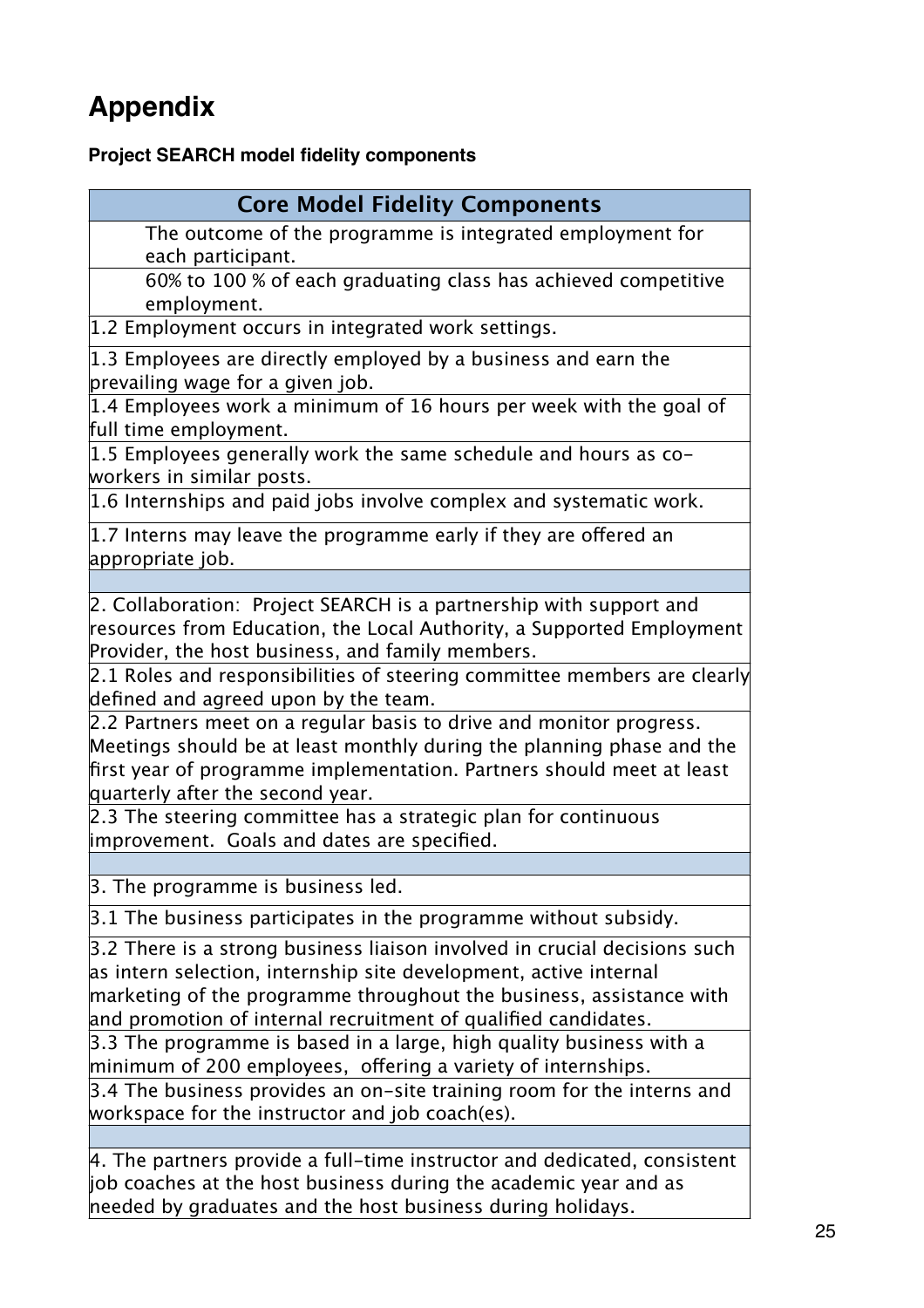# Appendix

**Project SEARCH model fidelity components**

| Core Model Fidelity Components |
|---|
| The outcome of the programme is integrated employment for each participant. |
| 60% to 100 % of each graduating class has achieved competitive employment. |
| 1.2 Employment occurs in integrated work settings. |
| 1.3 Employees are directly employed by a business and earn the prevailing wage for a given job. |
| 1.4 Employees work a minimum of 16 hours per week with the goal of full time employment. |
| 1.5 Employees generally work the same schedule and hours as co-workers in similar posts. |
| 1.6 Internships and paid jobs involve complex and systematic work. |
| 1.7 Interns may leave the programme early if they are offered an appropriate job. |
| |
| 2. Collaboration: Project SEARCH is a partnership with support and resources from Education, the Local Authority, a Supported Employment Provider, the host business, and family members. |
| 2.1 Roles and responsibilities of steering committee members are clearly defined and agreed upon by the team. |
| 2.2 Partners meet on a regular basis to drive and monitor progress. Meetings should be at least monthly during the planning phase and the first year of programme implementation. Partners should meet at least quarterly after the second year. |
| 2.3 The steering committee has a strategic plan for continuous improvement. Goals and dates are specified. |
| |
| 3. The programme is business led. |
| 3.1 The business participates in the programme without subsidy. |
| 3.2 There is a strong business liaison involved in crucial decisions such as intern selection, internship site development, active internal marketing of the programme throughout the business, assistance with and promotion of internal recruitment of qualified candidates. |
| 3.3 The programme is based in a large, high quality business with a minimum of 200 employees, offering a variety of internships. |
| 3.4 The business provides an on-site training room for the interns and workspace for the instructor and job coach(es). |
| |
| 4. The partners provide a full-time instructor and dedicated, consistent job coaches at the host business during the academic year and as needed by graduates and the host business during holidays. |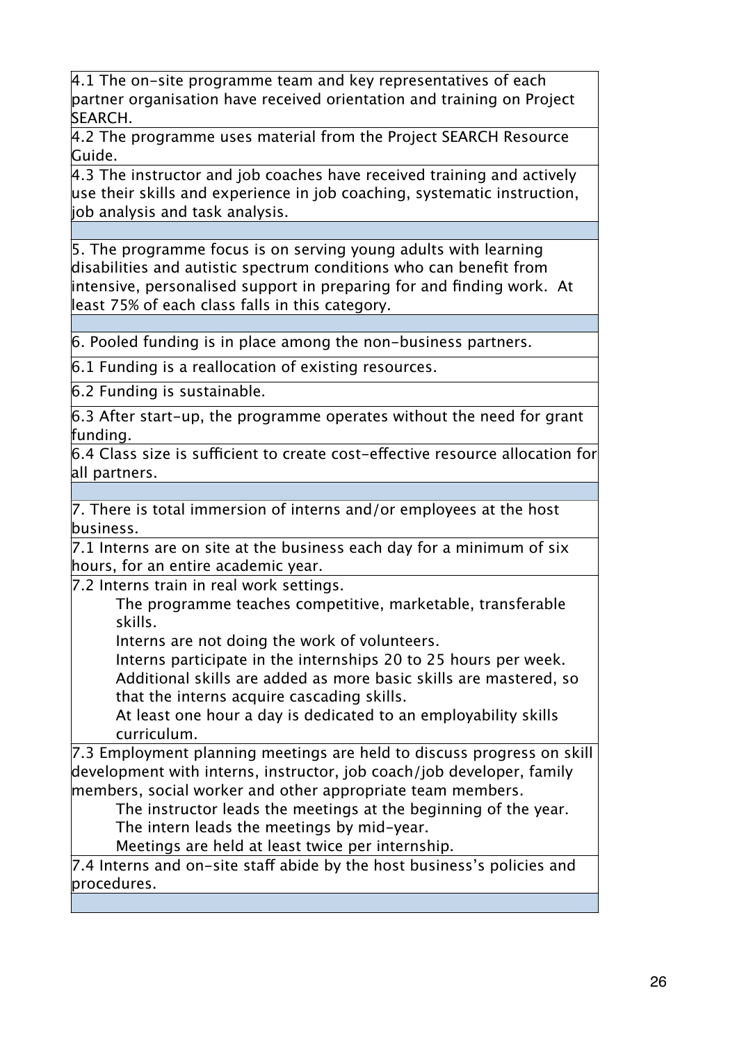| |
|---|
| 4.1 The on-site programme team and key representatives of each partner organisation have received orientation and training on Project SEARCH. |
| 4.2 The programme uses material from the Project SEARCH Resource Guide. |
| 4.3 The instructor and job coaches have received training and actively use their skills and experience in job coaching, systematic instruction, job analysis and task analysis. |
| |
| 5. The programme focus is on serving young adults with learning disabilities and autistic spectrum conditions who can benefit from intensive, personalised support in preparing for and finding work. At least 75% of each class falls in this category. |
| |
| 6. Pooled funding is in place among the non-business partners. |
| 6.1 Funding is a reallocation of existing resources. |
| 6.2 Funding is sustainable. |
| 6.3 After start-up, the programme operates without the need for grant funding. |
| 6.4 Class size is sufficient to create cost-effective resource allocation for all partners. |
| |
| 7. There is total immersion of interns and/or employees at the host business. |
| 7.1 Interns are on site at the business each day for a minimum of six hours, for an entire academic year. |
| 7.2 Interns train in real work settings.<br>The programme teaches competitive, marketable, transferable skills.<br>Interns are not doing the work of volunteers.<br>Interns participate in the internships 20 to 25 hours per week.<br>Additional skills are added as more basic skills are mastered, so that the interns acquire cascading skills.<br>At least one hour a day is dedicated to an employability skills curriculum. |
| 7.3 Employment planning meetings are held to discuss progress on skill development with interns, instructor, job coach/job developer, family members, social worker and other appropriate team members.<br>The instructor leads the meetings at the beginning of the year.<br>The intern leads the meetings by mid-year.<br>Meetings are held at least twice per internship. |
| 7.4 Interns and on-site staff abide by the host business's policies and procedures. |
| |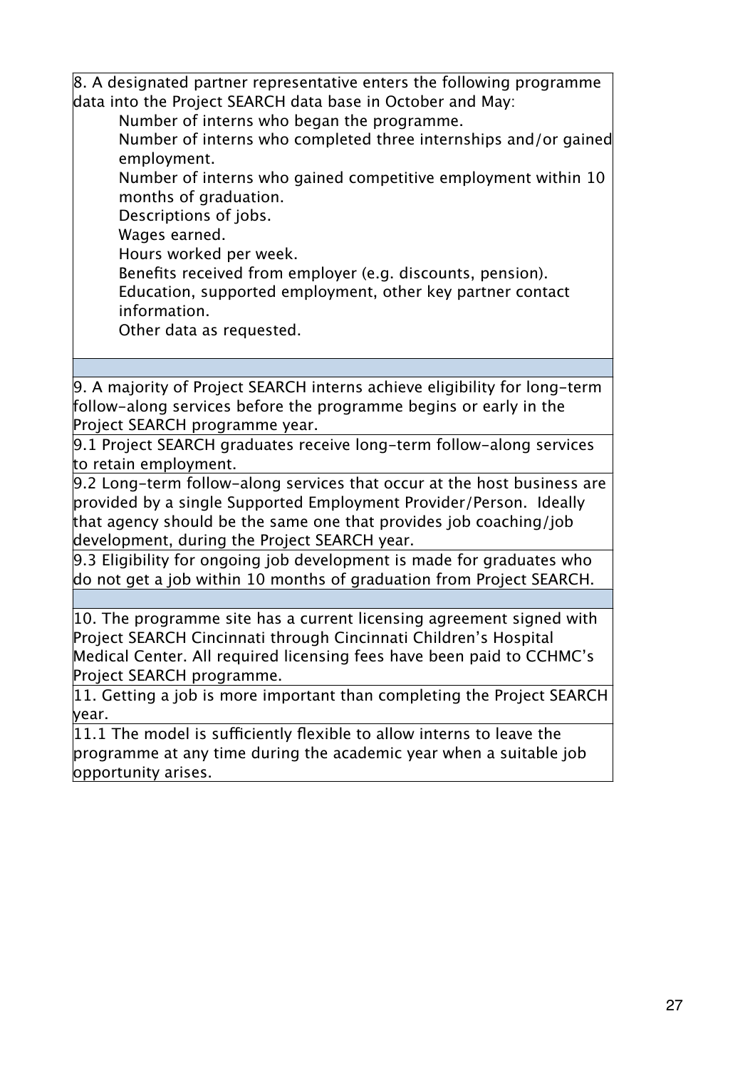| |
|---|
| 8. A designated partner representative enters the following programme data into the Project SEARCH data base in October and May:<br>Number of interns who began the programme.<br>Number of interns who completed three internships and/or gained employment.<br>Number of interns who gained competitive employment within 10 months of graduation.<br>Descriptions of jobs.<br>Wages earned.<br>Hours worked per week.<br>Benefits received from employer (e.g. discounts, pension).<br>Education, supported employment, other key partner contact information.<br>Other data as requested. |
| |
| 9. A majority of Project SEARCH interns achieve eligibility for long-term follow-along services before the programme begins or early in the Project SEARCH programme year. |
| 9.1 Project SEARCH graduates receive long-term follow-along services to retain employment. |
| 9.2 Long-term follow-along services that occur at the host business are provided by a single Supported Employment Provider/Person. Ideally that agency should be the same one that provides job coaching/job development, during the Project SEARCH year. |
| 9.3 Eligibility for ongoing job development is made for graduates who do not get a job within 10 months of graduation from Project SEARCH. |
| |
| 10. The programme site has a current licensing agreement signed with Project SEARCH Cincinnati through Cincinnati Children's Hospital Medical Center. All required licensing fees have been paid to CCHMC's Project SEARCH programme. |
| 11. Getting a job is more important than completing the Project SEARCH year. |
| 11.1 The model is sufficiently flexible to allow interns to leave the programme at any time during the academic year when a suitable job opportunity arises. |